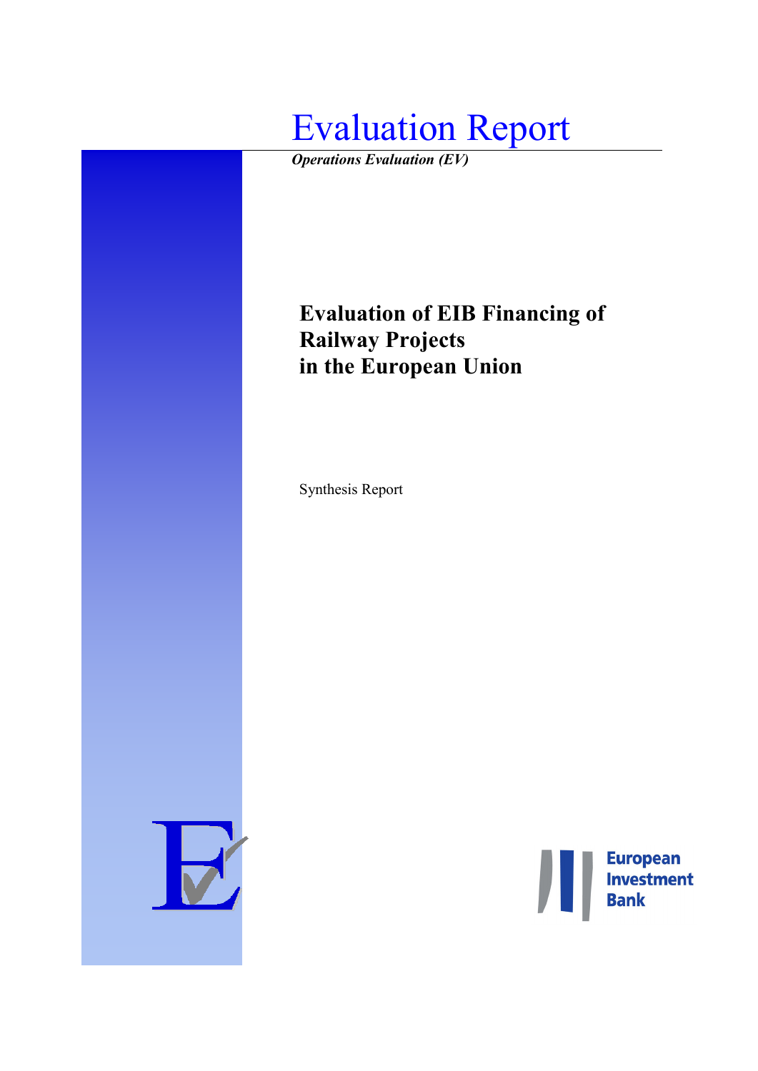# Evaluation Report

***Operations Evaluation (EV)***

## Evaluation of EIB Financing of Railway Projects in the European Union

Synthesis Report

European Investment Bank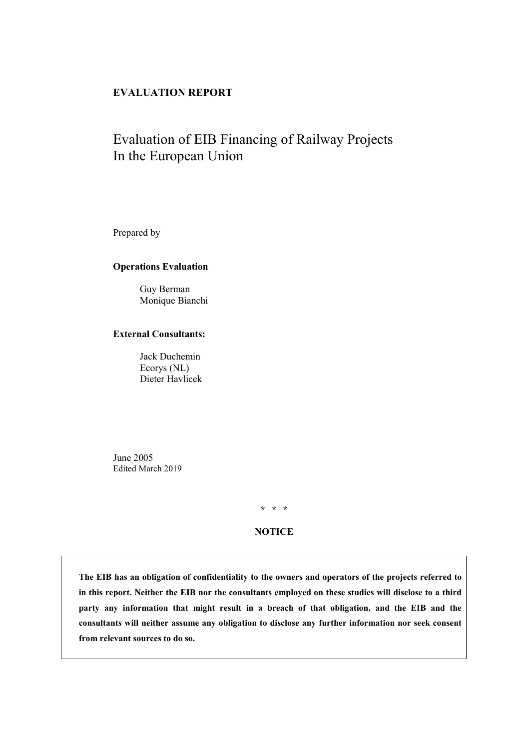**EVALUATION REPORT**

# Evaluation of EIB Financing of Railway Projects In the European Union

Prepared by

**Operations Evaluation**

Guy Berman
Monique Bianchi

**External Consultants:**

Jack Duchemin
Ecorys (NL)
Dieter Havlicek

June 2005
Edited March 2019

\* \* \*

**NOTICE**

**The EIB has an obligation of confidentiality to the owners and operators of the projects referred to in this report. Neither the EIB nor the consultants employed on these studies will disclose to a third party any information that might result in a breach of that obligation, and the EIB and the consultants will neither assume any obligation to disclose any further information nor seek consent from relevant sources to do so.**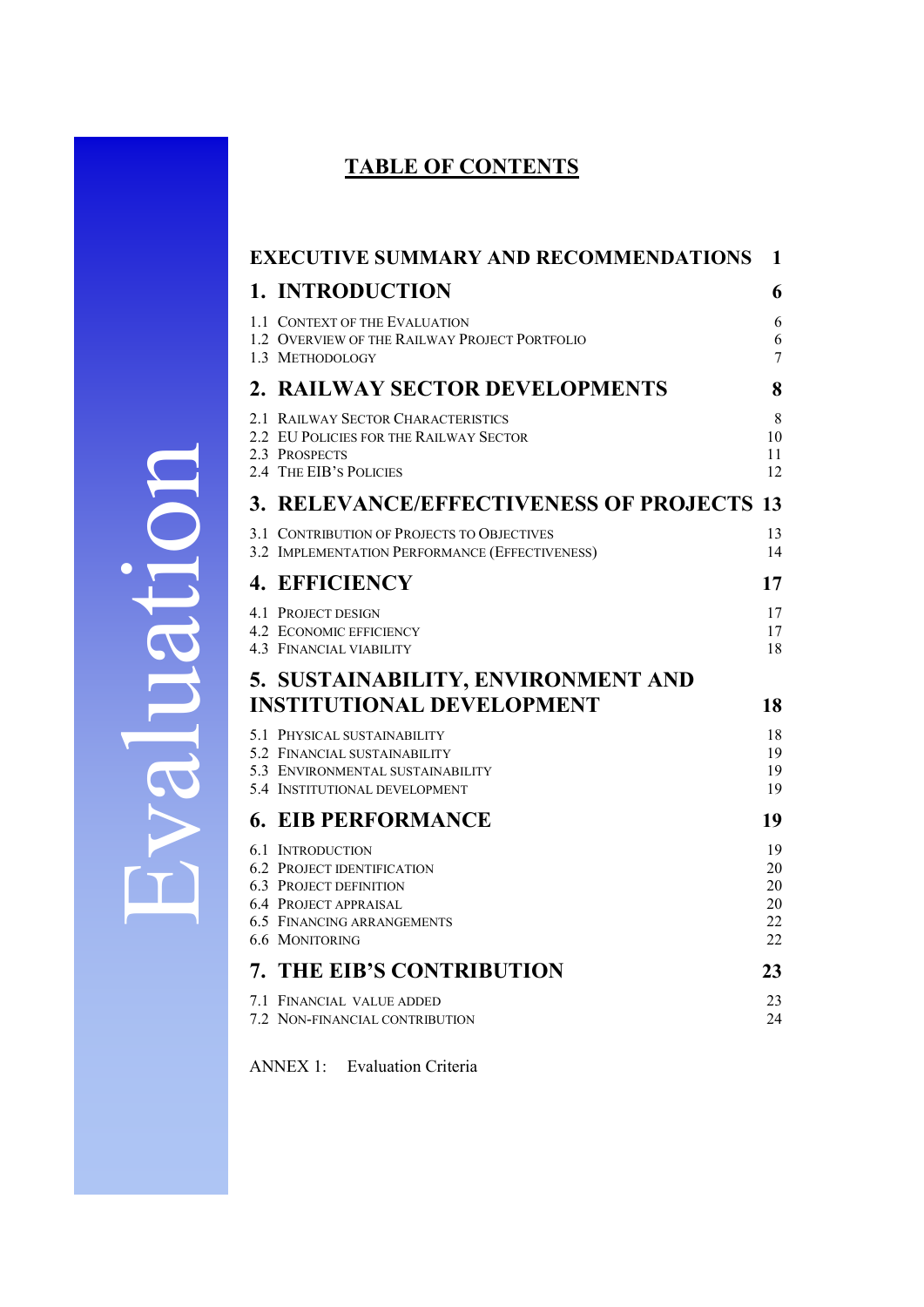## TABLE OF CONTENTS

| | |
|---|---|
| **EXECUTIVE SUMMARY AND RECOMMENDATIONS** | **1** |
| **1. INTRODUCTION** | **6** |
| 1.1 Context of the Evaluation | 6 |
| 1.2 Overview of the Railway Project Portfolio | 6 |
| 1.3 Methodology | 7 |
| **2. RAILWAY SECTOR DEVELOPMENTS** | **8** |
| 2.1 Railway Sector Characteristics | 8 |
| 2.2 EU Policies for the Railway Sector | 10 |
| 2.3 Prospects | 11 |
| 2.4 The EIB's Policies | 12 |
| **3. RELEVANCE/EFFECTIVENESS OF PROJECTS** | **13** |
| 3.1 Contribution of Projects to Objectives | 13 |
| 3.2 Implementation Performance (Effectiveness) | 14 |
| **4. EFFICIENCY** | **17** |
| 4.1 Project design | 17 |
| 4.2 Economic efficiency | 17 |
| 4.3 Financial viability | 18 |
| **5. SUSTAINABILITY, ENVIRONMENT AND INSTITUTIONAL DEVELOPMENT** | **18** |
| 5.1 Physical sustainability | 18 |
| 5.2 Financial sustainability | 19 |
| 5.3 Environmental sustainability | 19 |
| 5.4 Institutional development | 19 |
| **6. EIB PERFORMANCE** | **19** |
| 6.1 Introduction | 19 |
| 6.2 Project identification | 20 |
| 6.3 Project definition | 20 |
| 6.4 Project appraisal | 20 |
| 6.5 Financing arrangements | 22 |
| 6.6 Monitoring | 22 |
| **7. THE EIB'S CONTRIBUTION** | **23** |
| 7.1 Financial value added | 23 |
| 7.2 Non-financial contribution | 24 |

ANNEX 1: Evaluation Criteria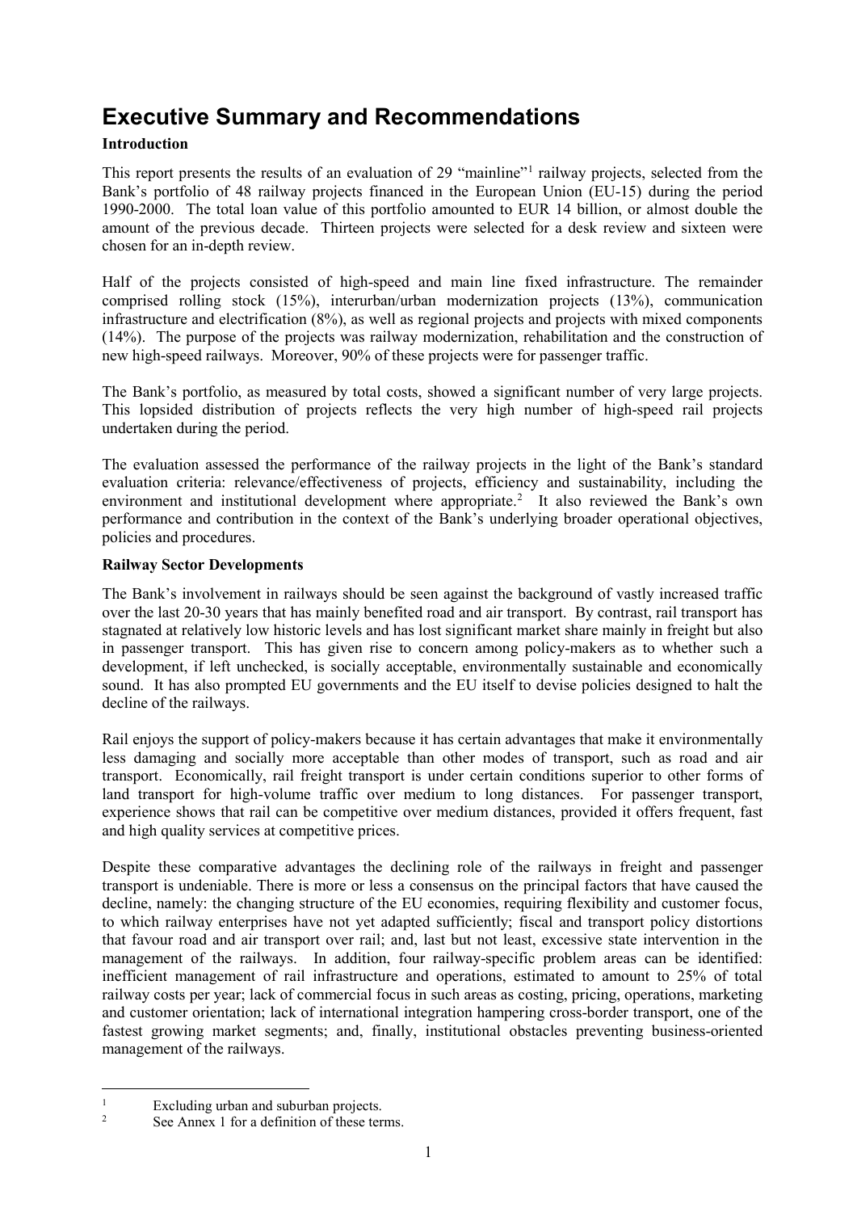# Executive Summary and Recommendations

**Introduction**

This report presents the results of an evaluation of 29 "mainline"[1] railway projects, selected from the Bank's portfolio of 48 railway projects financed in the European Union (EU-15) during the period 1990-2000. The total loan value of this portfolio amounted to EUR 14 billion, or almost double the amount of the previous decade. Thirteen projects were selected for a desk review and sixteen were chosen for an in-depth review.

Half of the projects consisted of high-speed and main line fixed infrastructure. The remainder comprised rolling stock (15%), interurban/urban modernization projects (13%), communication infrastructure and electrification (8%), as well as regional projects and projects with mixed components (14%). The purpose of the projects was railway modernization, rehabilitation and the construction of new high-speed railways. Moreover, 90% of these projects were for passenger traffic.

The Bank's portfolio, as measured by total costs, showed a significant number of very large projects. This lopsided distribution of projects reflects the very high number of high-speed rail projects undertaken during the period.

The evaluation assessed the performance of the railway projects in the light of the Bank's standard evaluation criteria: relevance/effectiveness of projects, efficiency and sustainability, including the environment and institutional development where appropriate.[2] It also reviewed the Bank's own performance and contribution in the context of the Bank's underlying broader operational objectives, policies and procedures.

**Railway Sector Developments**

The Bank's involvement in railways should be seen against the background of vastly increased traffic over the last 20-30 years that has mainly benefited road and air transport. By contrast, rail transport has stagnated at relatively low historic levels and has lost significant market share mainly in freight but also in passenger transport. This has given rise to concern among policy-makers as to whether such a development, if left unchecked, is socially acceptable, environmentally sustainable and economically sound. It has also prompted EU governments and the EU itself to devise policies designed to halt the decline of the railways.

Rail enjoys the support of policy-makers because it has certain advantages that make it environmentally less damaging and socially more acceptable than other modes of transport, such as road and air transport. Economically, rail freight transport is under certain conditions superior to other forms of land transport for high-volume traffic over medium to long distances. For passenger transport, experience shows that rail can be competitive over medium distances, provided it offers frequent, fast and high quality services at competitive prices.

Despite these comparative advantages the declining role of the railways in freight and passenger transport is undeniable. There is more or less a consensus on the principal factors that have caused the decline, namely: the changing structure of the EU economies, requiring flexibility and customer focus, to which railway enterprises have not yet adapted sufficiently; fiscal and transport policy distortions that favour road and air transport over rail; and, last but not least, excessive state intervention in the management of the railways. In addition, four railway-specific problem areas can be identified: inefficient management of rail infrastructure and operations, estimated to amount to 25% of total railway costs per year; lack of commercial focus in such areas as costing, pricing, operations, marketing and customer orientation; lack of international integration hampering cross-border transport, one of the fastest growing market segments; and, finally, institutional obstacles preventing business-oriented management of the railways.

[1] Excluding urban and suburban projects.

[2] See Annex 1 for a definition of these terms.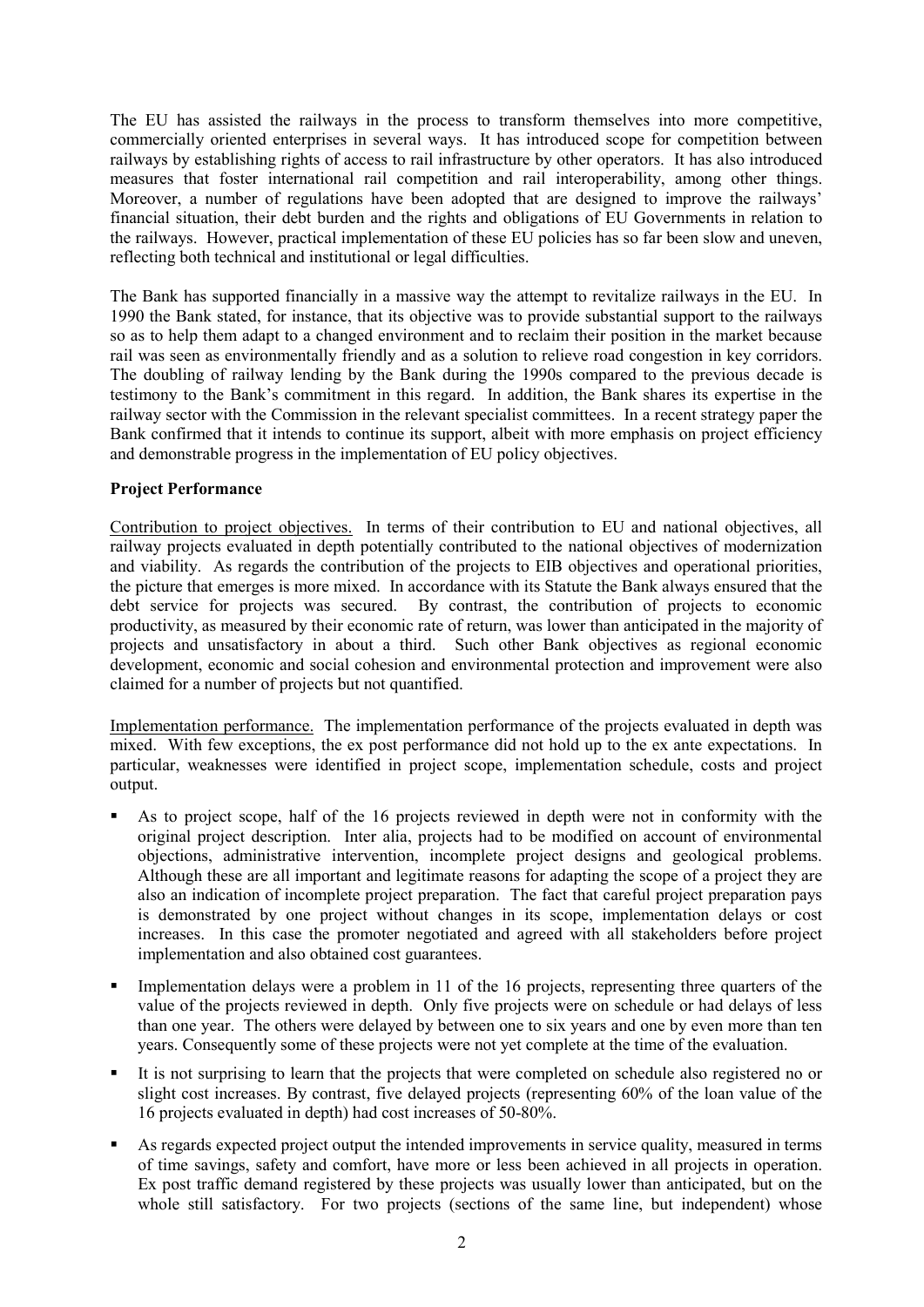The EU has assisted the railways in the process to transform themselves into more competitive, commercially oriented enterprises in several ways. It has introduced scope for competition between railways by establishing rights of access to rail infrastructure by other operators. It has also introduced measures that foster international rail competition and rail interoperability, among other things. Moreover, a number of regulations have been adopted that are designed to improve the railways' financial situation, their debt burden and the rights and obligations of EU Governments in relation to the railways. However, practical implementation of these EU policies has so far been slow and uneven, reflecting both technical and institutional or legal difficulties.

The Bank has supported financially in a massive way the attempt to revitalize railways in the EU. In 1990 the Bank stated, for instance, that its objective was to provide substantial support to the railways so as to help them adapt to a changed environment and to reclaim their position in the market because rail was seen as environmentally friendly and as a solution to relieve road congestion in key corridors. The doubling of railway lending by the Bank during the 1990s compared to the previous decade is testimony to the Bank's commitment in this regard. In addition, the Bank shares its expertise in the railway sector with the Commission in the relevant specialist committees. In a recent strategy paper the Bank confirmed that it intends to continue its support, albeit with more emphasis on project efficiency and demonstrable progress in the implementation of EU policy objectives.

**Project Performance**

Contribution to project objectives. In terms of their contribution to EU and national objectives, all railway projects evaluated in depth potentially contributed to the national objectives of modernization and viability. As regards the contribution of the projects to EIB objectives and operational priorities, the picture that emerges is more mixed. In accordance with its Statute the Bank always ensured that the debt service for projects was secured. By contrast, the contribution of projects to economic productivity, as measured by their economic rate of return, was lower than anticipated in the majority of projects and unsatisfactory in about a third. Such other Bank objectives as regional economic development, economic and social cohesion and environmental protection and improvement were also claimed for a number of projects but not quantified.

Implementation performance. The implementation performance of the projects evaluated in depth was mixed. With few exceptions, the ex post performance did not hold up to the ex ante expectations. In particular, weaknesses were identified in project scope, implementation schedule, costs and project output.

- As to project scope, half of the 16 projects reviewed in depth were not in conformity with the original project description. Inter alia, projects had to be modified on account of environmental objections, administrative intervention, incomplete project designs and geological problems. Although these are all important and legitimate reasons for adapting the scope of a project they are also an indication of incomplete project preparation. The fact that careful project preparation pays is demonstrated by one project without changes in its scope, implementation delays or cost increases. In this case the promoter negotiated and agreed with all stakeholders before project implementation and also obtained cost guarantees.
- Implementation delays were a problem in 11 of the 16 projects, representing three quarters of the value of the projects reviewed in depth. Only five projects were on schedule or had delays of less than one year. The others were delayed by between one to six years and one by even more than ten years. Consequently some of these projects were not yet complete at the time of the evaluation.
- It is not surprising to learn that the projects that were completed on schedule also registered no or slight cost increases. By contrast, five delayed projects (representing 60% of the loan value of the 16 projects evaluated in depth) had cost increases of 50-80%.
- As regards expected project output the intended improvements in service quality, measured in terms of time savings, safety and comfort, have more or less been achieved in all projects in operation. Ex post traffic demand registered by these projects was usually lower than anticipated, but on the whole still satisfactory. For two projects (sections of the same line, but independent) whose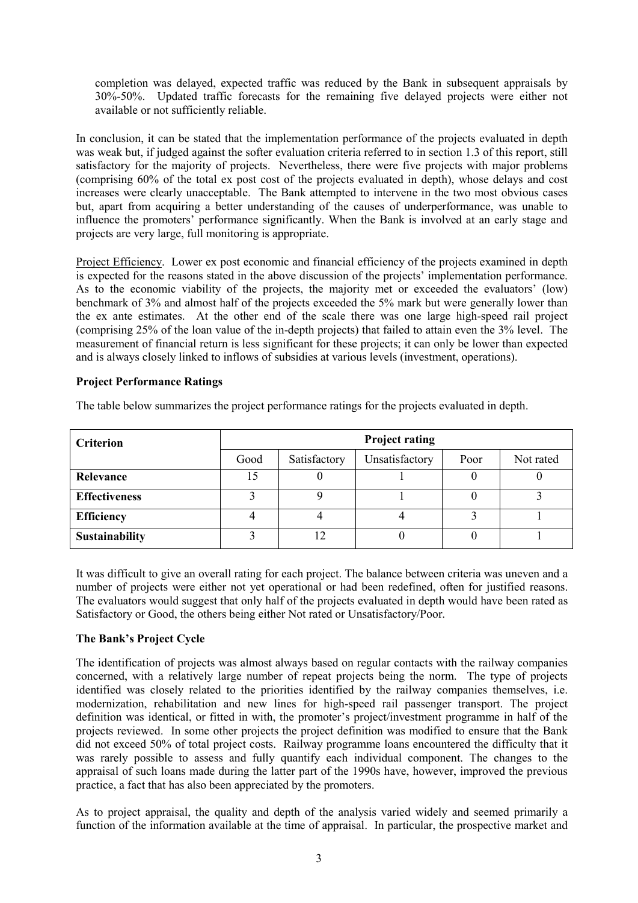completion was delayed, expected traffic was reduced by the Bank in subsequent appraisals by 30%-50%. Updated traffic forecasts for the remaining five delayed projects were either not available or not sufficiently reliable.

In conclusion, it can be stated that the implementation performance of the projects evaluated in depth was weak but, if judged against the softer evaluation criteria referred to in section 1.3 of this report, still satisfactory for the majority of projects. Nevertheless, there were five projects with major problems (comprising 60% of the total ex post cost of the projects evaluated in depth), whose delays and cost increases were clearly unacceptable. The Bank attempted to intervene in the two most obvious cases but, apart from acquiring a better understanding of the causes of underperformance, was unable to influence the promoters' performance significantly. When the Bank is involved at an early stage and projects are very large, full monitoring is appropriate.

Project Efficiency. Lower ex post economic and financial efficiency of the projects examined in depth is expected for the reasons stated in the above discussion of the projects' implementation performance. As to the economic viability of the projects, the majority met or exceeded the evaluators' (low) benchmark of 3% and almost half of the projects exceeded the 5% mark but were generally lower than the ex ante estimates. At the other end of the scale there was one large high-speed rail project (comprising 25% of the loan value of the in-depth projects) that failed to attain even the 3% level. The measurement of financial return is less significant for these projects; it can only be lower than expected and is always closely linked to inflows of subsidies at various levels (investment, operations).

**Project Performance Ratings**

The table below summarizes the project performance ratings for the projects evaluated in depth.

| Criterion | Project rating | | | | |
|---|---|---|---|---|---|
| | Good | Satisfactory | Unsatisfactory | Poor | Not rated |
| **Relevance** | 15 | 0 | 1 | 0 | 0 |
| **Effectiveness** | 3 | 9 | 1 | 0 | 3 |
| **Efficiency** | 4 | 4 | 4 | 3 | 1 |
| **Sustainability** | 3 | 12 | 0 | 0 | 1 |

It was difficult to give an overall rating for each project. The balance between criteria was uneven and a number of projects were either not yet operational or had been redefined, often for justified reasons. The evaluators would suggest that only half of the projects evaluated in depth would have been rated as Satisfactory or Good, the others being either Not rated or Unsatisfactory/Poor.

**The Bank's Project Cycle**

The identification of projects was almost always based on regular contacts with the railway companies concerned, with a relatively large number of repeat projects being the norm. The type of projects identified was closely related to the priorities identified by the railway companies themselves, i.e. modernization, rehabilitation and new lines for high-speed rail passenger transport. The project definition was identical, or fitted in with, the promoter's project/investment programme in half of the projects reviewed. In some other projects the project definition was modified to ensure that the Bank did not exceed 50% of total project costs. Railway programme loans encountered the difficulty that it was rarely possible to assess and fully quantify each individual component. The changes to the appraisal of such loans made during the latter part of the 1990s have, however, improved the previous practice, a fact that has also been appreciated by the promoters.

As to project appraisal, the quality and depth of the analysis varied widely and seemed primarily a function of the information available at the time of appraisal. In particular, the prospective market and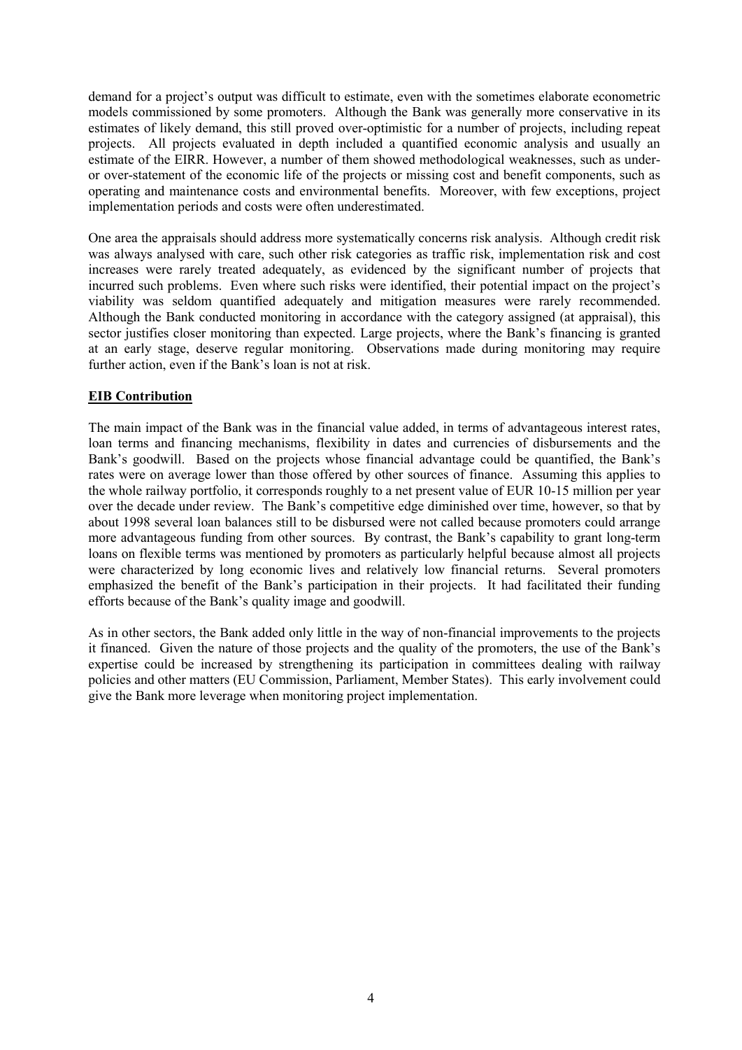demand for a project's output was difficult to estimate, even with the sometimes elaborate econometric models commissioned by some promoters. Although the Bank was generally more conservative in its estimates of likely demand, this still proved over-optimistic for a number of projects, including repeat projects. All projects evaluated in depth included a quantified economic analysis and usually an estimate of the EIRR. However, a number of them showed methodological weaknesses, such as under- or over-statement of the economic life of the projects or missing cost and benefit components, such as operating and maintenance costs and environmental benefits. Moreover, with few exceptions, project implementation periods and costs were often underestimated.

One area the appraisals should address more systematically concerns risk analysis. Although credit risk was always analysed with care, such other risk categories as traffic risk, implementation risk and cost increases were rarely treated adequately, as evidenced by the significant number of projects that incurred such problems. Even where such risks were identified, their potential impact on the project's viability was seldom quantified adequately and mitigation measures were rarely recommended. Although the Bank conducted monitoring in accordance with the category assigned (at appraisal), this sector justifies closer monitoring than expected. Large projects, where the Bank's financing is granted at an early stage, deserve regular monitoring. Observations made during monitoring may require further action, even if the Bank's loan is not at risk.

**EIB Contribution**

The main impact of the Bank was in the financial value added, in terms of advantageous interest rates, loan terms and financing mechanisms, flexibility in dates and currencies of disbursements and the Bank's goodwill. Based on the projects whose financial advantage could be quantified, the Bank's rates were on average lower than those offered by other sources of finance. Assuming this applies to the whole railway portfolio, it corresponds roughly to a net present value of EUR 10-15 million per year over the decade under review. The Bank's competitive edge diminished over time, however, so that by about 1998 several loan balances still to be disbursed were not called because promoters could arrange more advantageous funding from other sources. By contrast, the Bank's capability to grant long-term loans on flexible terms was mentioned by promoters as particularly helpful because almost all projects were characterized by long economic lives and relatively low financial returns. Several promoters emphasized the benefit of the Bank's participation in their projects. It had facilitated their funding efforts because of the Bank's quality image and goodwill.

As in other sectors, the Bank added only little in the way of non-financial improvements to the projects it financed. Given the nature of those projects and the quality of the promoters, the use of the Bank's expertise could be increased by strengthening its participation in committees dealing with railway policies and other matters (EU Commission, Parliament, Member States). This early involvement could give the Bank more leverage when monitoring project implementation.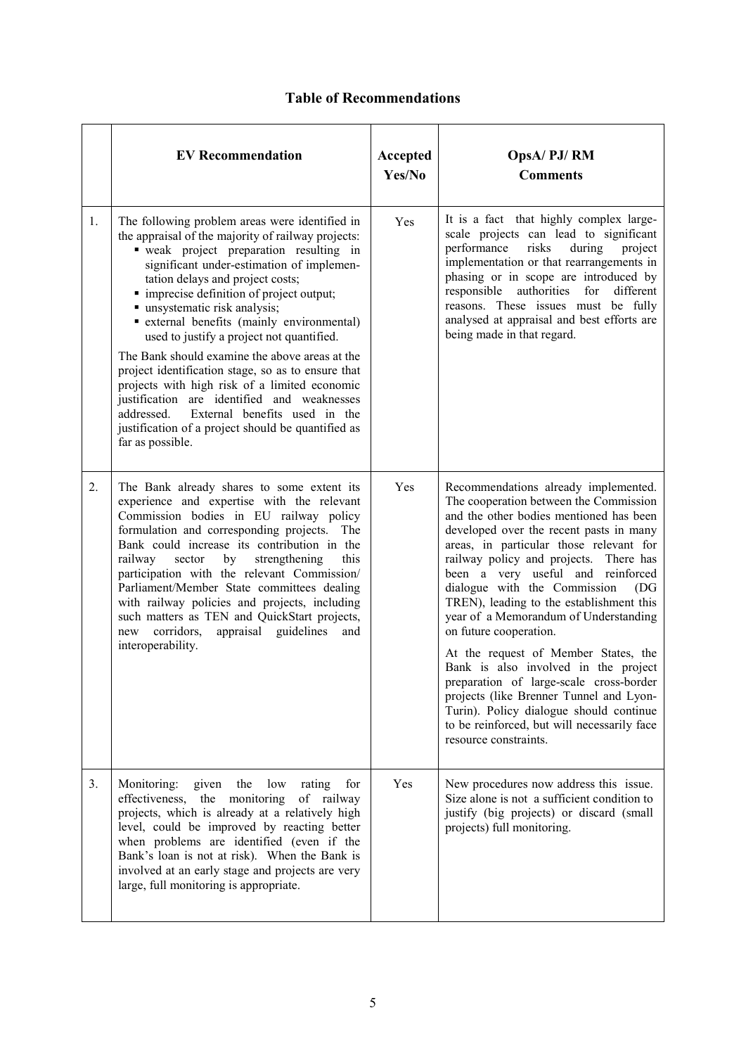## Table of Recommendations

| | EV Recommendation | Accepted Yes/No | OpsA/ PJ/ RM Comments |
|---|---|---|---|
| 1. | The following problem areas were identified in the appraisal of the majority of railway projects:<br>▪ weak project preparation resulting in significant under-estimation of implementation delays and project costs;<br>▪ imprecise definition of project output;<br>▪ unsystematic risk analysis;<br>▪ external benefits (mainly environmental) used to justify a project not quantified.<br><br>The Bank should examine the above areas at the project identification stage, so as to ensure that projects with high risk of a limited economic justification are identified and weaknesses addressed. External benefits used in the justification of a project should be quantified as far as possible. | Yes | It is a fact that highly complex large-scale projects can lead to significant performance risks during project implementation or that rearrangements in phasing or in scope are introduced by responsible authorities for different reasons. These issues must be fully analysed at appraisal and best efforts are being made in that regard. |
| 2. | The Bank already shares to some extent its experience and expertise with the relevant Commission bodies in EU railway policy formulation and corresponding projects. The Bank could increase its contribution in the railway sector by strengthening this participation with the relevant Commission/ Parliament/Member State committees dealing with railway policies and projects, including such matters as TEN and QuickStart projects, new corridors, appraisal guidelines and interoperability. | Yes | Recommendations already implemented. The cooperation between the Commission and the other bodies mentioned has been developed over the recent pasts in many areas, in particular those relevant for railway policy and projects. There has been a very useful and reinforced dialogue with the Commission (DG TREN), leading to the establishment this year of a Memorandum of Understanding on future cooperation.<br><br>At the request of Member States, the Bank is also involved in the project preparation of large-scale cross-border projects (like Brenner Tunnel and Lyon-Turin). Policy dialogue should continue to be reinforced, but will necessarily face resource constraints. |
| 3. | Monitoring: given the low rating for effectiveness, the monitoring of railway projects, which is already at a relatively high level, could be improved by reacting better when problems are identified (even if the Bank's loan is not at risk). When the Bank is involved at an early stage and projects are very large, full monitoring is appropriate. | Yes | New procedures now address this issue. Size alone is not a sufficient condition to justify (big projects) or discard (small projects) full monitoring. |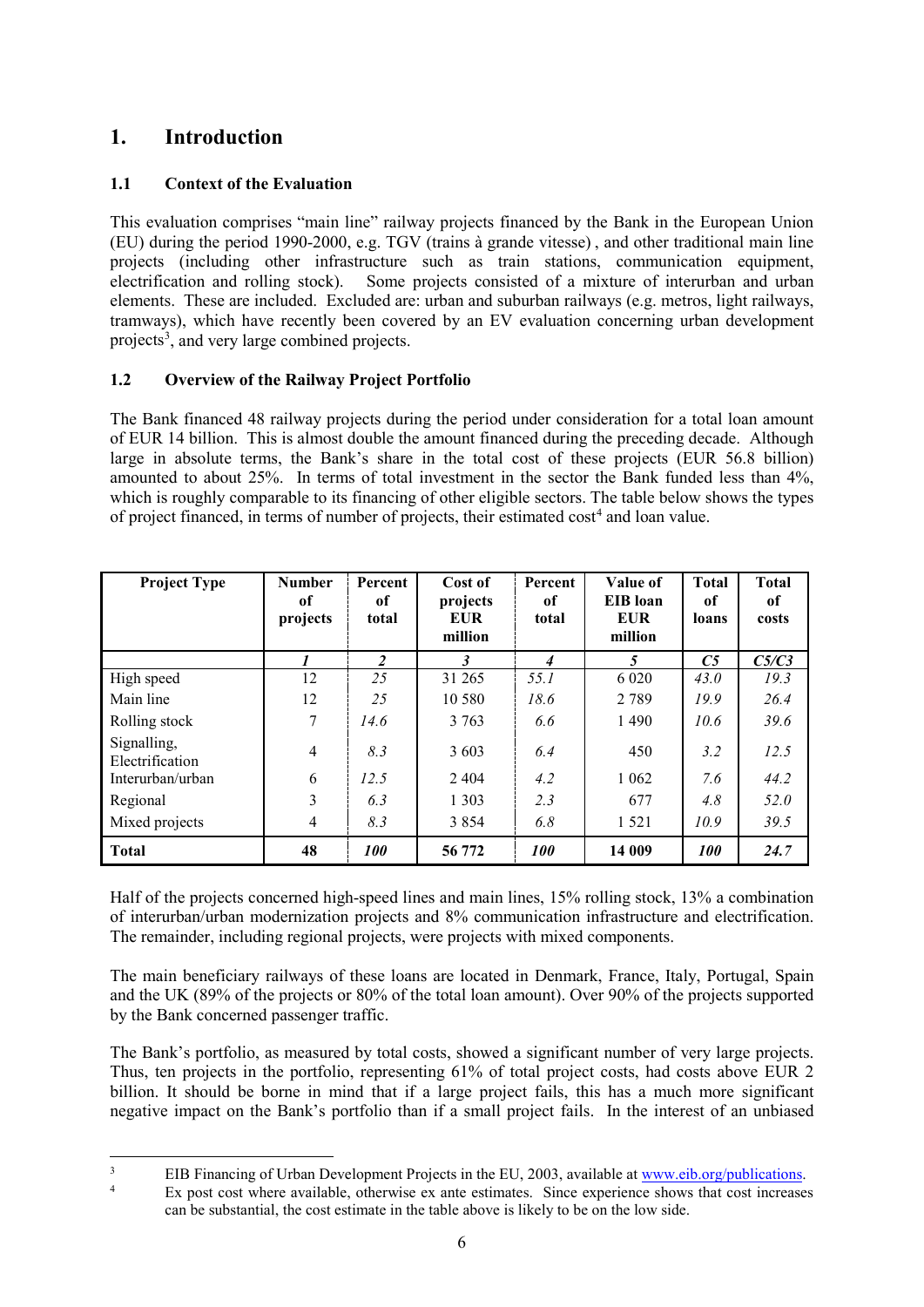# 1. Introduction

## 1.1 Context of the Evaluation

This evaluation comprises "main line" railway projects financed by the Bank in the European Union (EU) during the period 1990-2000, e.g. TGV (trains à grande vitesse) , and other traditional main line projects (including other infrastructure such as train stations, communication equipment, electrification and rolling stock). Some projects consisted of a mixture of interurban and urban elements. These are included. Excluded are: urban and suburban railways (e.g. metros, light railways, tramways), which have recently been covered by an EV evaluation concerning urban development projects[3], and very large combined projects.

## 1.2 Overview of the Railway Project Portfolio

The Bank financed 48 railway projects during the period under consideration for a total loan amount of EUR 14 billion. This is almost double the amount financed during the preceding decade. Although large in absolute terms, the Bank's share in the total cost of these projects (EUR 56.8 billion) amounted to about 25%. In terms of total investment in the sector the Bank funded less than 4%, which is roughly comparable to its financing of other eligible sectors. The table below shows the types of project financed, in terms of number of projects, their estimated cost[4] and loan value.

| Project Type | Number of projects | Percent of total | Cost of projects EUR million | Percent of total | Value of EIB loan EUR million | Total of loans | Total of costs |
|---|---|---|---|---|---|---|---|
| | *1* | *2* | *3* | *4* | *5* | *C5* | *C5/C3* |
| High speed | 12 | *25* | 31 265 | *55.1* | 6 020 | *43.0* | *19.3* |
| Main line | 12 | *25* | 10 580 | *18.6* | 2 789 | *19.9* | *26.4* |
| Rolling stock | 7 | *14.6* | 3 763 | *6.6* | 1 490 | *10.6* | *39.6* |
| Signalling, Electrification | 4 | *8.3* | 3 603 | *6.4* | 450 | *3.2* | *12.5* |
| Interurban/urban | 6 | *12.5* | 2 404 | *4.2* | 1 062 | *7.6* | *44.2* |
| Regional | 3 | *6.3* | 1 303 | *2.3* | 677 | *4.8* | *52.0* |
| Mixed projects | 4 | *8.3* | 3 854 | *6.8* | 1 521 | *10.9* | *39.5* |
| **Total** | **48** | ***100*** | **56 772** | ***100*** | **14 009** | ***100*** | ***24.7*** |

Half of the projects concerned high-speed lines and main lines, 15% rolling stock, 13% a combination of interurban/urban modernization projects and 8% communication infrastructure and electrification. The remainder, including regional projects, were projects with mixed components.

The main beneficiary railways of these loans are located in Denmark, France, Italy, Portugal, Spain and the UK (89% of the projects or 80% of the total loan amount). Over 90% of the projects supported by the Bank concerned passenger traffic.

The Bank's portfolio, as measured by total costs, showed a significant number of very large projects. Thus, ten projects in the portfolio, representing 61% of total project costs, had costs above EUR 2 billion. It should be borne in mind that if a large project fails, this has a much more significant negative impact on the Bank's portfolio than if a small project fails. In the interest of an unbiased

---

[3] EIB Financing of Urban Development Projects in the EU, 2003, available at www.eib.org/publications.

[4] Ex post cost where available, otherwise ex ante estimates. Since experience shows that cost increases can be substantial, the cost estimate in the table above is likely to be on the low side.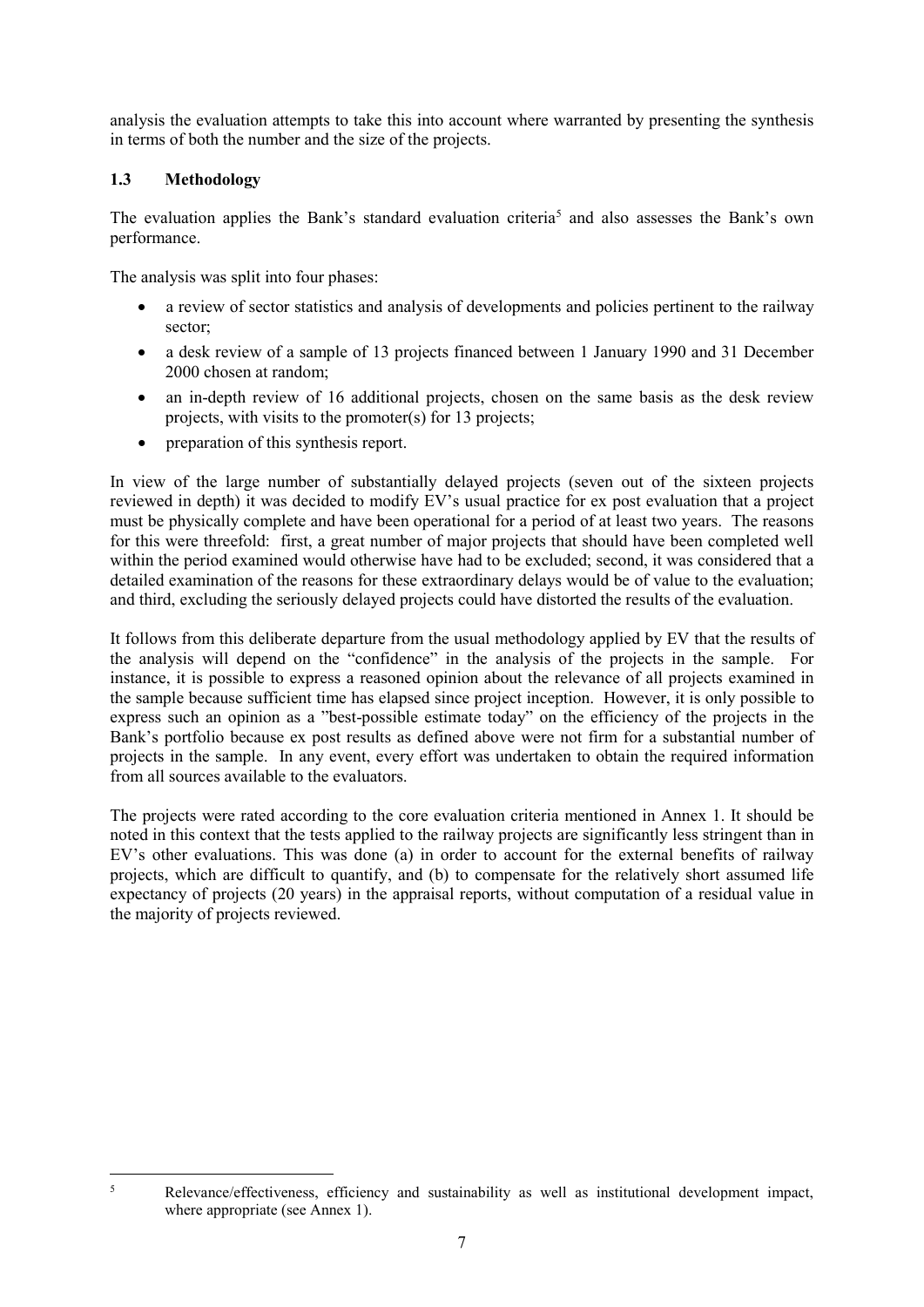analysis the evaluation attempts to take this into account where warranted by presenting the synthesis in terms of both the number and the size of the projects.

### 1.3 Methodology

The evaluation applies the Bank's standard evaluation criteria[5] and also assesses the Bank's own performance.

The analysis was split into four phases:

- a review of sector statistics and analysis of developments and policies pertinent to the railway sector;
- a desk review of a sample of 13 projects financed between 1 January 1990 and 31 December 2000 chosen at random;
- an in-depth review of 16 additional projects, chosen on the same basis as the desk review projects, with visits to the promoter(s) for 13 projects;
- preparation of this synthesis report.

In view of the large number of substantially delayed projects (seven out of the sixteen projects reviewed in depth) it was decided to modify EV's usual practice for ex post evaluation that a project must be physically complete and have been operational for a period of at least two years. The reasons for this were threefold: first, a great number of major projects that should have been completed well within the period examined would otherwise have had to be excluded; second, it was considered that a detailed examination of the reasons for these extraordinary delays would be of value to the evaluation; and third, excluding the seriously delayed projects could have distorted the results of the evaluation.

It follows from this deliberate departure from the usual methodology applied by EV that the results of the analysis will depend on the "confidence" in the analysis of the projects in the sample. For instance, it is possible to express a reasoned opinion about the relevance of all projects examined in the sample because sufficient time has elapsed since project inception. However, it is only possible to express such an opinion as a "best-possible estimate today" on the efficiency of the projects in the Bank's portfolio because ex post results as defined above were not firm for a substantial number of projects in the sample. In any event, every effort was undertaken to obtain the required information from all sources available to the evaluators.

The projects were rated according to the core evaluation criteria mentioned in Annex 1. It should be noted in this context that the tests applied to the railway projects are significantly less stringent than in EV's other evaluations. This was done (a) in order to account for the external benefits of railway projects, which are difficult to quantify, and (b) to compensate for the relatively short assumed life expectancy of projects (20 years) in the appraisal reports, without computation of a residual value in the majority of projects reviewed.

[5] Relevance/effectiveness, efficiency and sustainability as well as institutional development impact, where appropriate (see Annex 1).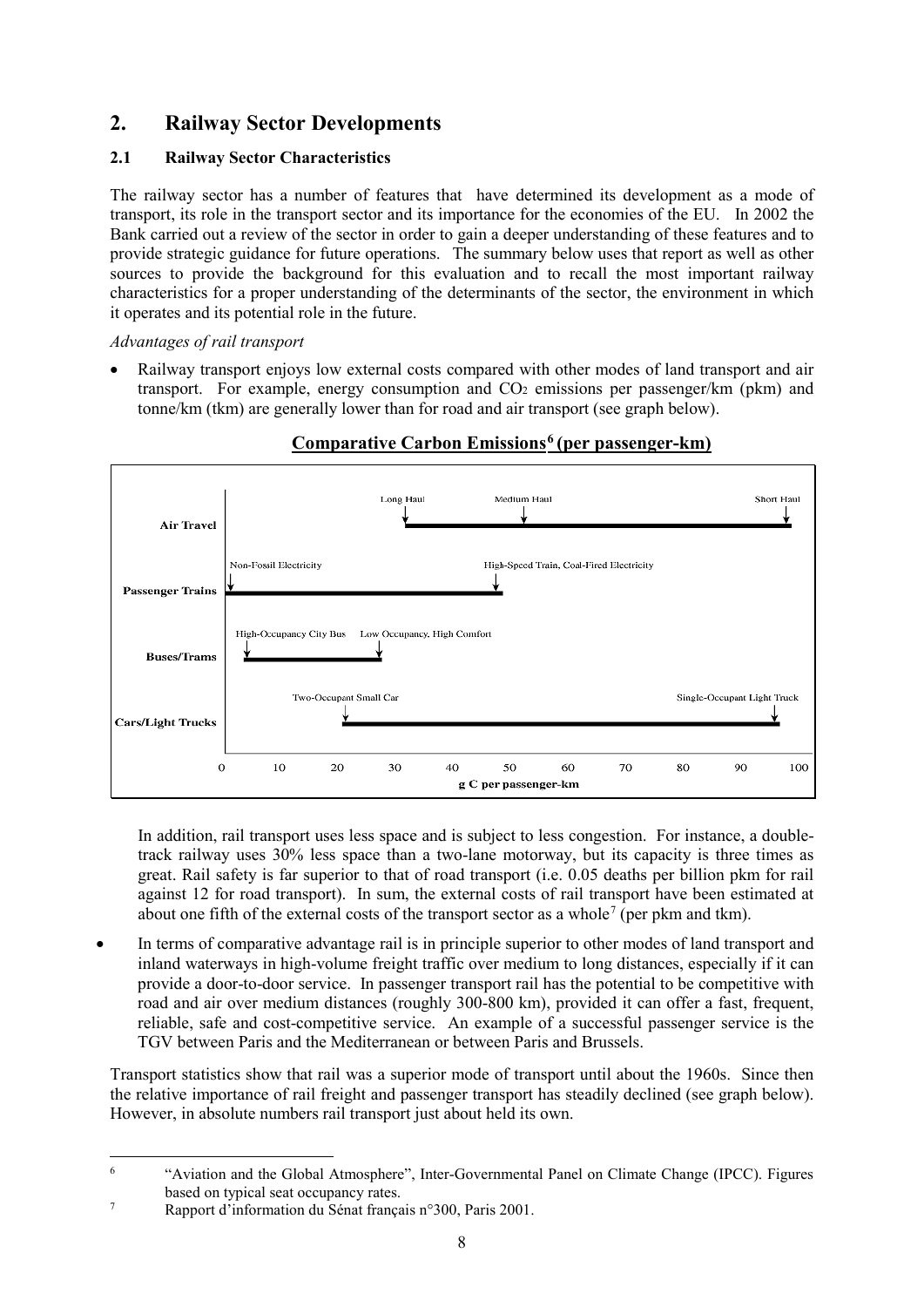## 2. Railway Sector Developments

### 2.1 Railway Sector Characteristics

The railway sector has a number of features that have determined its development as a mode of transport, its role in the transport sector and its importance for the economies of the EU. In 2002 the Bank carried out a review of the sector in order to gain a deeper understanding of these features and to provide strategic guidance for future operations. The summary below uses that report as well as other sources to provide the background for this evaluation and to recall the most important railway characteristics for a proper understanding of the determinants of the sector, the environment in which it operates and its potential role in the future.

*Advantages of rail transport*

- Railway transport enjoys low external costs compared with other modes of land transport and air transport. For example, energy consumption and $CO_2$ emissions per passenger/km (pkm) and tonne/km (tkm) are generally lower than for road and air transport (see graph below).

**Comparative Carbon Emissions[6] (per passenger-km)**

Air Travel: Long Haul, Medium Haul, Short Haul
Passenger Trains: Non-Fossil Electricity, High-Speed Train, Coal-Fired Electricity
Buses/Trams: High-Occupancy City Bus, Low Occupancy, High Comfort
Cars/Light Trucks: Two-Occupant Small Car, Single-Occupant Light Truck

0 10 20 30 40 50 60 70 80 90 100
g C per passenger-km

In addition, rail transport uses less space and is subject to less congestion. For instance, a double-track railway uses 30% less space than a two-lane motorway, but its capacity is three times as great. Rail safety is far superior to that of road transport (i.e. 0.05 deaths per billion pkm for rail against 12 for road transport). In sum, the external costs of rail transport have been estimated at about one fifth of the external costs of the transport sector as a whole[7] (per pkm and tkm).

- In terms of comparative advantage rail is in principle superior to other modes of land transport and inland waterways in high-volume freight traffic over medium to long distances, especially if it can provide a door-to-door service. In passenger transport rail has the potential to be competitive with road and air over medium distances (roughly 300-800 km), provided it can offer a fast, frequent, reliable, safe and cost-competitive service. An example of a successful passenger service is the TGV between Paris and the Mediterranean or between Paris and Brussels.

Transport statistics show that rail was a superior mode of transport until about the 1960s. Since then the relative importance of rail freight and passenger transport has steadily declined (see graph below). However, in absolute numbers rail transport just about held its own.

---

[6] "Aviation and the Global Atmosphere", Inter-Governmental Panel on Climate Change (IPCC). Figures based on typical seat occupancy rates.

[7] Rapport d'information du Sénat français n°300, Paris 2001.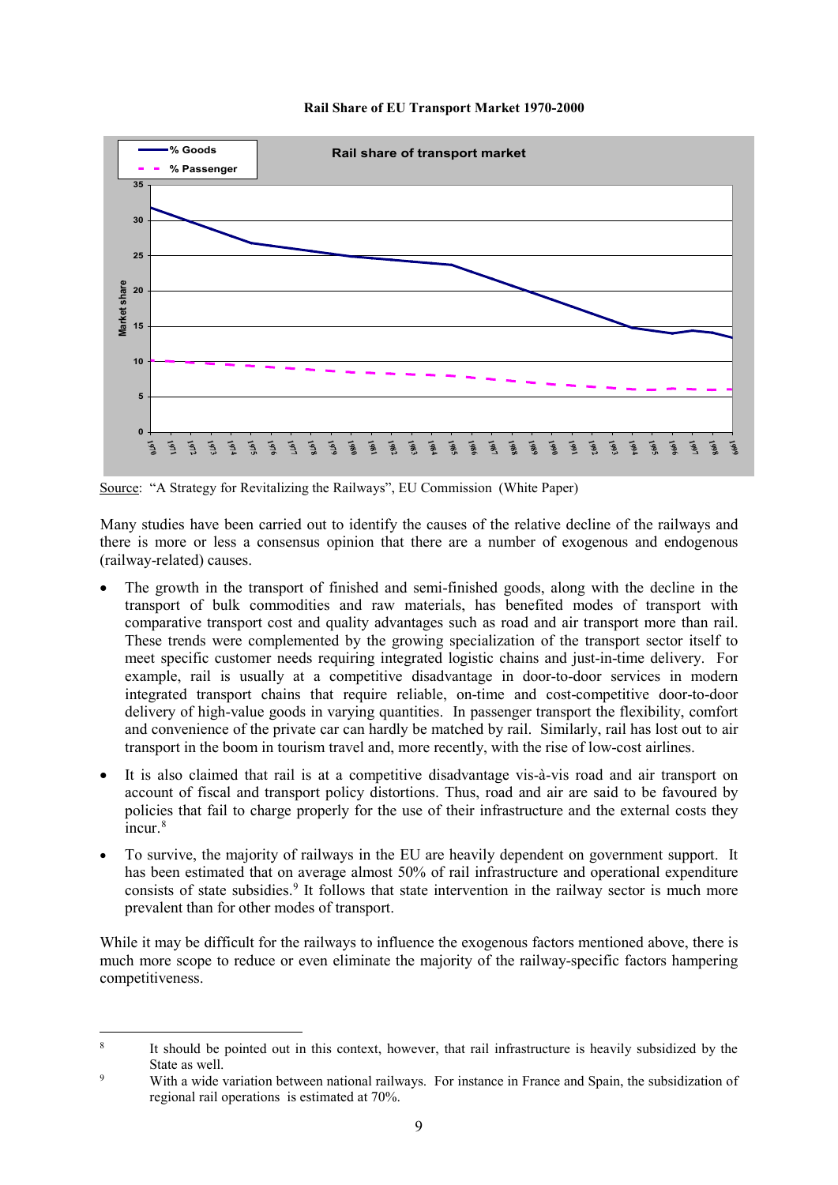**Rail Share of EU Transport Market 1970-2000**

Source: "A Strategy for Revitalizing the Railways", EU Commission (White Paper)

Many studies have been carried out to identify the causes of the relative decline of the railways and there is more or less a consensus opinion that there are a number of exogenous and endogenous (railway-related) causes.

- The growth in the transport of finished and semi-finished goods, along with the decline in the transport of bulk commodities and raw materials, has benefited modes of transport with comparative transport cost and quality advantages such as road and air transport more than rail. These trends were complemented by the growing specialization of the transport sector itself to meet specific customer needs requiring integrated logistic chains and just-in-time delivery. For example, rail is usually at a competitive disadvantage in door-to-door services in modern integrated transport chains that require reliable, on-time and cost-competitive door-to-door delivery of high-value goods in varying quantities. In passenger transport the flexibility, comfort and convenience of the private car can hardly be matched by rail. Similarly, rail has lost out to air transport in the boom in tourism travel and, more recently, with the rise of low-cost airlines.
- It is also claimed that rail is at a competitive disadvantage vis-à-vis road and air transport on account of fiscal and transport policy distortions. Thus, road and air are said to be favoured by policies that fail to charge properly for the use of their infrastructure and the external costs they incur.[8]
- To survive, the majority of railways in the EU are heavily dependent on government support. It has been estimated that on average almost 50% of rail infrastructure and operational expenditure consists of state subsidies.[9] It follows that state intervention in the railway sector is much more prevalent than for other modes of transport.

While it may be difficult for the railways to influence the exogenous factors mentioned above, there is much more scope to reduce or even eliminate the majority of the railway-specific factors hampering competitiveness.

---

[8] It should be pointed out in this context, however, that rail infrastructure is heavily subsidized by the State as well.

[9] With a wide variation between national railways. For instance in France and Spain, the subsidization of regional rail operations is estimated at 70%.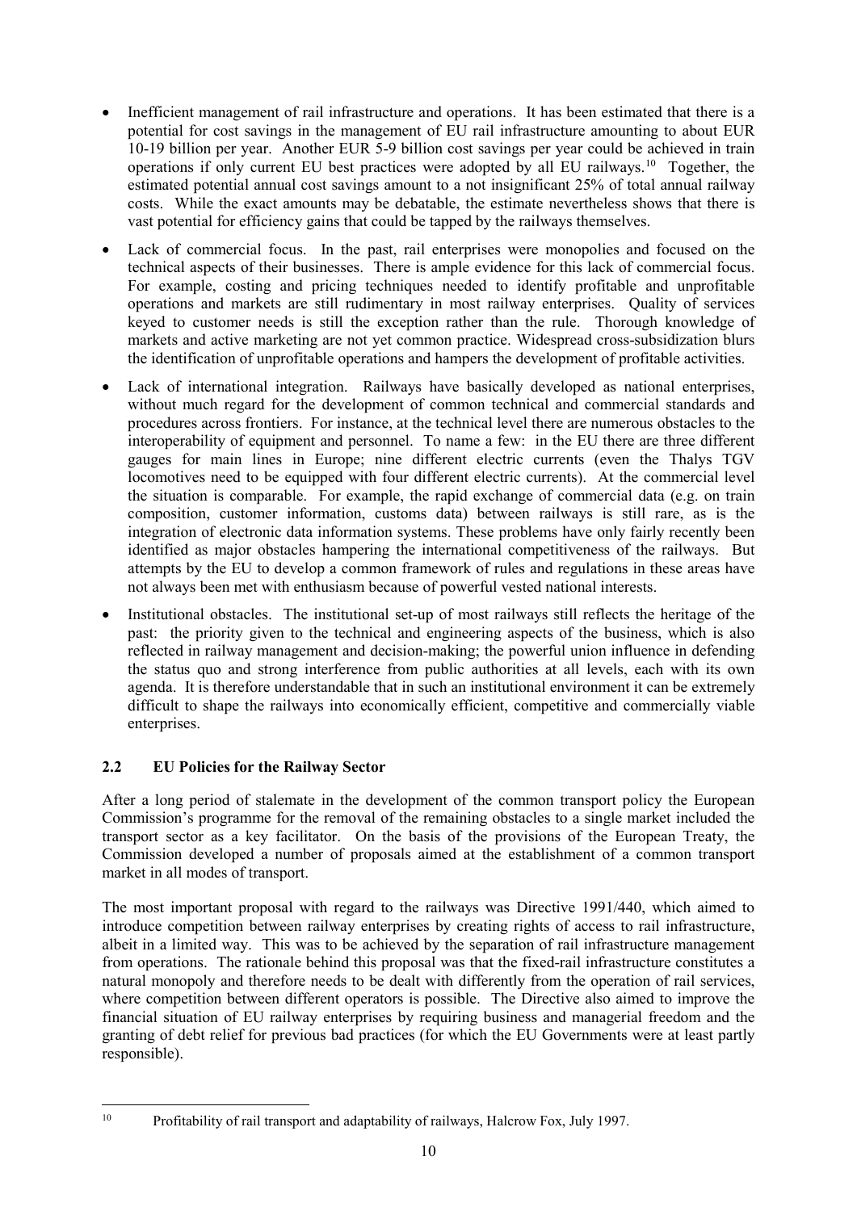- Inefficient management of rail infrastructure and operations. It has been estimated that there is a potential for cost savings in the management of EU rail infrastructure amounting to about EUR 10-19 billion per year. Another EUR 5-9 billion cost savings per year could be achieved in train operations if only current EU best practices were adopted by all EU railways.[10] Together, the estimated potential annual cost savings amount to a not insignificant 25% of total annual railway costs. While the exact amounts may be debatable, the estimate nevertheless shows that there is vast potential for efficiency gains that could be tapped by the railways themselves.

- Lack of commercial focus. In the past, rail enterprises were monopolies and focused on the technical aspects of their businesses. There is ample evidence for this lack of commercial focus. For example, costing and pricing techniques needed to identify profitable and unprofitable operations and markets are still rudimentary in most railway enterprises. Quality of services keyed to customer needs is still the exception rather than the rule. Thorough knowledge of markets and active marketing are not yet common practice. Widespread cross-subsidization blurs the identification of unprofitable operations and hampers the development of profitable activities.

- Lack of international integration. Railways have basically developed as national enterprises, without much regard for the development of common technical and commercial standards and procedures across frontiers. For instance, at the technical level there are numerous obstacles to the interoperability of equipment and personnel. To name a few: in the EU there are three different gauges for main lines in Europe; nine different electric currents (even the Thalys TGV locomotives need to be equipped with four different electric currents). At the commercial level the situation is comparable. For example, the rapid exchange of commercial data (e.g. on train composition, customer information, customs data) between railways is still rare, as is the integration of electronic data information systems. These problems have only fairly recently been identified as major obstacles hampering the international competitiveness of the railways. But attempts by the EU to develop a common framework of rules and regulations in these areas have not always been met with enthusiasm because of powerful vested national interests.

- Institutional obstacles. The institutional set-up of most railways still reflects the heritage of the past: the priority given to the technical and engineering aspects of the business, which is also reflected in railway management and decision-making; the powerful union influence in defending the status quo and strong interference from public authorities at all levels, each with its own agenda. It is therefore understandable that in such an institutional environment it can be extremely difficult to shape the railways into economically efficient, competitive and commercially viable enterprises.

### 2.2 EU Policies for the Railway Sector

After a long period of stalemate in the development of the common transport policy the European Commission's programme for the removal of the remaining obstacles to a single market included the transport sector as a key facilitator. On the basis of the provisions of the European Treaty, the Commission developed a number of proposals aimed at the establishment of a common transport market in all modes of transport.

The most important proposal with regard to the railways was Directive 1991/440, which aimed to introduce competition between railway enterprises by creating rights of access to rail infrastructure, albeit in a limited way. This was to be achieved by the separation of rail infrastructure management from operations. The rationale behind this proposal was that the fixed-rail infrastructure constitutes a natural monopoly and therefore needs to be dealt with differently from the operation of rail services, where competition between different operators is possible. The Directive also aimed to improve the financial situation of EU railway enterprises by requiring business and managerial freedom and the granting of debt relief for previous bad practices (for which the EU Governments were at least partly responsible).

[10] Profitability of rail transport and adaptability of railways, Halcrow Fox, July 1997.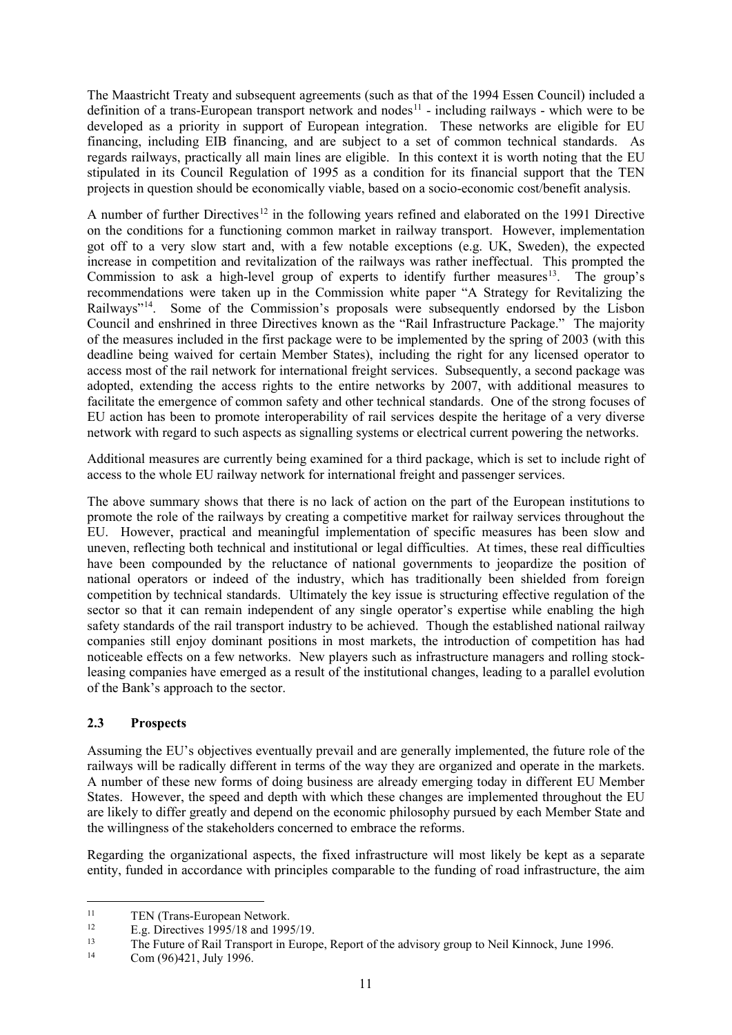The Maastricht Treaty and subsequent agreements (such as that of the 1994 Essen Council) included a definition of a trans-European transport network and nodes[11] - including railways - which were to be developed as a priority in support of European integration. These networks are eligible for EU financing, including EIB financing, and are subject to a set of common technical standards. As regards railways, practically all main lines are eligible. In this context it is worth noting that the EU stipulated in its Council Regulation of 1995 as a condition for its financial support that the TEN projects in question should be economically viable, based on a socio-economic cost/benefit analysis.

A number of further Directives[12] in the following years refined and elaborated on the 1991 Directive on the conditions for a functioning common market in railway transport. However, implementation got off to a very slow start and, with a few notable exceptions (e.g. UK, Sweden), the expected increase in competition and revitalization of the railways was rather ineffectual. This prompted the Commission to ask a high-level group of experts to identify further measures[13]. The group's recommendations were taken up in the Commission white paper "A Strategy for Revitalizing the Railways"[14]. Some of the Commission's proposals were subsequently endorsed by the Lisbon Council and enshrined in three Directives known as the "Rail Infrastructure Package." The majority of the measures included in the first package were to be implemented by the spring of 2003 (with this deadline being waived for certain Member States), including the right for any licensed operator to access most of the rail network for international freight services. Subsequently, a second package was adopted, extending the access rights to the entire networks by 2007, with additional measures to facilitate the emergence of common safety and other technical standards. One of the strong focuses of EU action has been to promote interoperability of rail services despite the heritage of a very diverse network with regard to such aspects as signalling systems or electrical current powering the networks.

Additional measures are currently being examined for a third package, which is set to include right of access to the whole EU railway network for international freight and passenger services.

The above summary shows that there is no lack of action on the part of the European institutions to promote the role of the railways by creating a competitive market for railway services throughout the EU. However, practical and meaningful implementation of specific measures has been slow and uneven, reflecting both technical and institutional or legal difficulties. At times, these real difficulties have been compounded by the reluctance of national governments to jeopardize the position of national operators or indeed of the industry, which has traditionally been shielded from foreign competition by technical standards. Ultimately the key issue is structuring effective regulation of the sector so that it can remain independent of any single operator's expertise while enabling the high safety standards of the rail transport industry to be achieved. Though the established national railway companies still enjoy dominant positions in most markets, the introduction of competition has had noticeable effects on a few networks. New players such as infrastructure managers and rolling stock-leasing companies have emerged as a result of the institutional changes, leading to a parallel evolution of the Bank's approach to the sector.

### 2.3 Prospects

Assuming the EU's objectives eventually prevail and are generally implemented, the future role of the railways will be radically different in terms of the way they are organized and operate in the markets. A number of these new forms of doing business are already emerging today in different EU Member States. However, the speed and depth with which these changes are implemented throughout the EU are likely to differ greatly and depend on the economic philosophy pursued by each Member State and the willingness of the stakeholders concerned to embrace the reforms.

Regarding the organizational aspects, the fixed infrastructure will most likely be kept as a separate entity, funded in accordance with principles comparable to the funding of road infrastructure, the aim

---

[11] TEN (Trans-European Network.

[12] E.g. Directives 1995/18 and 1995/19.

[13] The Future of Rail Transport in Europe, Report of the advisory group to Neil Kinnock, June 1996.

[14] Com (96)421, July 1996.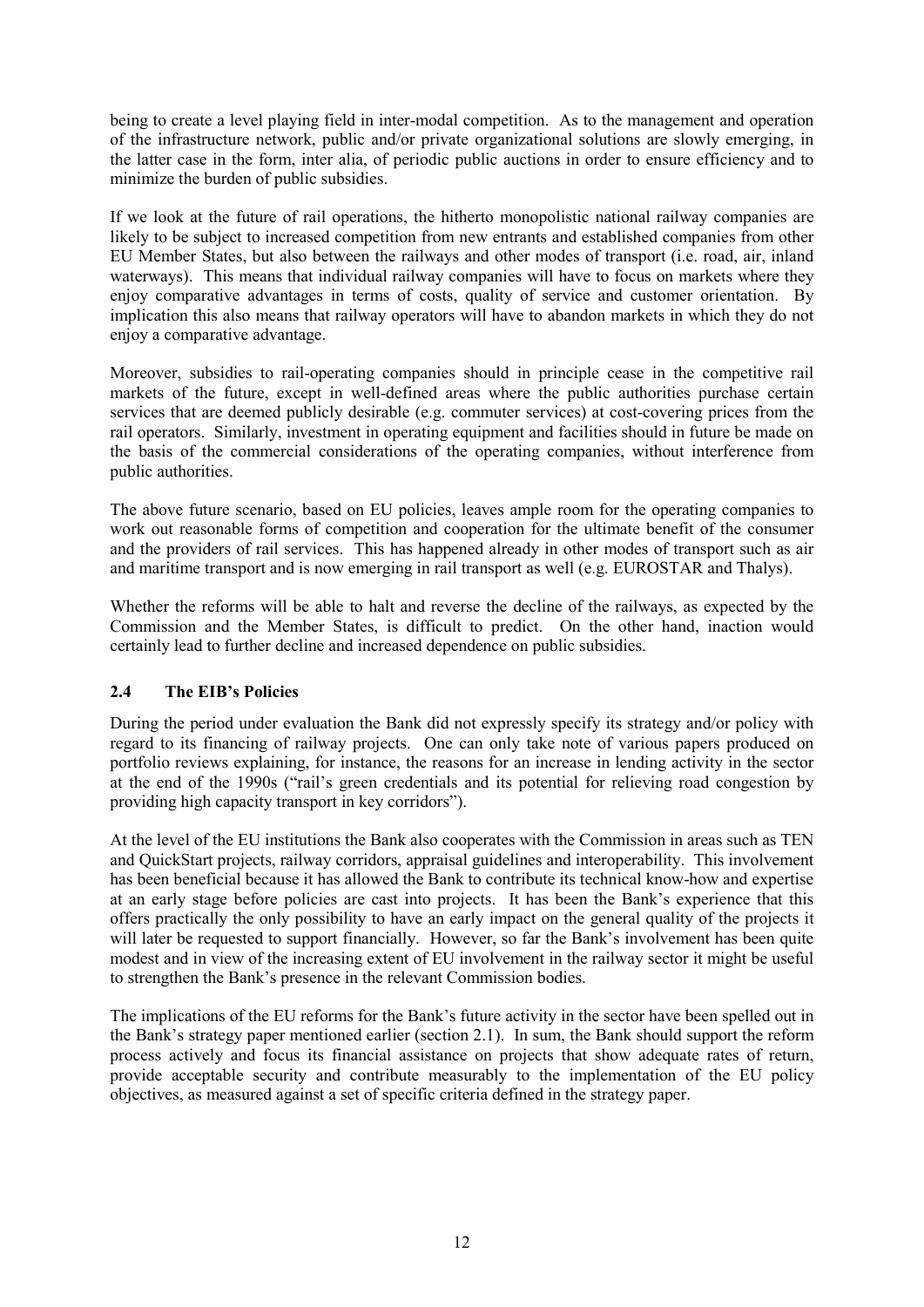being to create a level playing field in inter-modal competition. As to the management and operation of the infrastructure network, public and/or private organizational solutions are slowly emerging, in the latter case in the form, inter alia, of periodic public auctions in order to ensure efficiency and to minimize the burden of public subsidies.

If we look at the future of rail operations, the hitherto monopolistic national railway companies are likely to be subject to increased competition from new entrants and established companies from other EU Member States, but also between the railways and other modes of transport (i.e. road, air, inland waterways). This means that individual railway companies will have to focus on markets where they enjoy comparative advantages in terms of costs, quality of service and customer orientation. By implication this also means that railway operators will have to abandon markets in which they do not enjoy a comparative advantage.

Moreover, subsidies to rail-operating companies should in principle cease in the competitive rail markets of the future, except in well-defined areas where the public authorities purchase certain services that are deemed publicly desirable (e.g. commuter services) at cost-covering prices from the rail operators. Similarly, investment in operating equipment and facilities should in future be made on the basis of the commercial considerations of the operating companies, without interference from public authorities.

The above future scenario, based on EU policies, leaves ample room for the operating companies to work out reasonable forms of competition and cooperation for the ultimate benefit of the consumer and the providers of rail services. This has happened already in other modes of transport such as air and maritime transport and is now emerging in rail transport as well (e.g. EUROSTAR and Thalys).

Whether the reforms will be able to halt and reverse the decline of the railways, as expected by the Commission and the Member States, is difficult to predict. On the other hand, inaction would certainly lead to further decline and increased dependence on public subsidies.

### 2.4 The EIB's Policies

During the period under evaluation the Bank did not expressly specify its strategy and/or policy with regard to its financing of railway projects. One can only take note of various papers produced on portfolio reviews explaining, for instance, the reasons for an increase in lending activity in the sector at the end of the 1990s ("rail's green credentials and its potential for relieving road congestion by providing high capacity transport in key corridors").

At the level of the EU institutions the Bank also cooperates with the Commission in areas such as TEN and QuickStart projects, railway corridors, appraisal guidelines and interoperability. This involvement has been beneficial because it has allowed the Bank to contribute its technical know-how and expertise at an early stage before policies are cast into projects. It has been the Bank's experience that this offers practically the only possibility to have an early impact on the general quality of the projects it will later be requested to support financially. However, so far the Bank's involvement has been quite modest and in view of the increasing extent of EU involvement in the railway sector it might be useful to strengthen the Bank's presence in the relevant Commission bodies.

The implications of the EU reforms for the Bank's future activity in the sector have been spelled out in the Bank's strategy paper mentioned earlier (section 2.1). In sum, the Bank should support the reform process actively and focus its financial assistance on projects that show adequate rates of return, provide acceptable security and contribute measurably to the implementation of the EU policy objectives, as measured against a set of specific criteria defined in the strategy paper.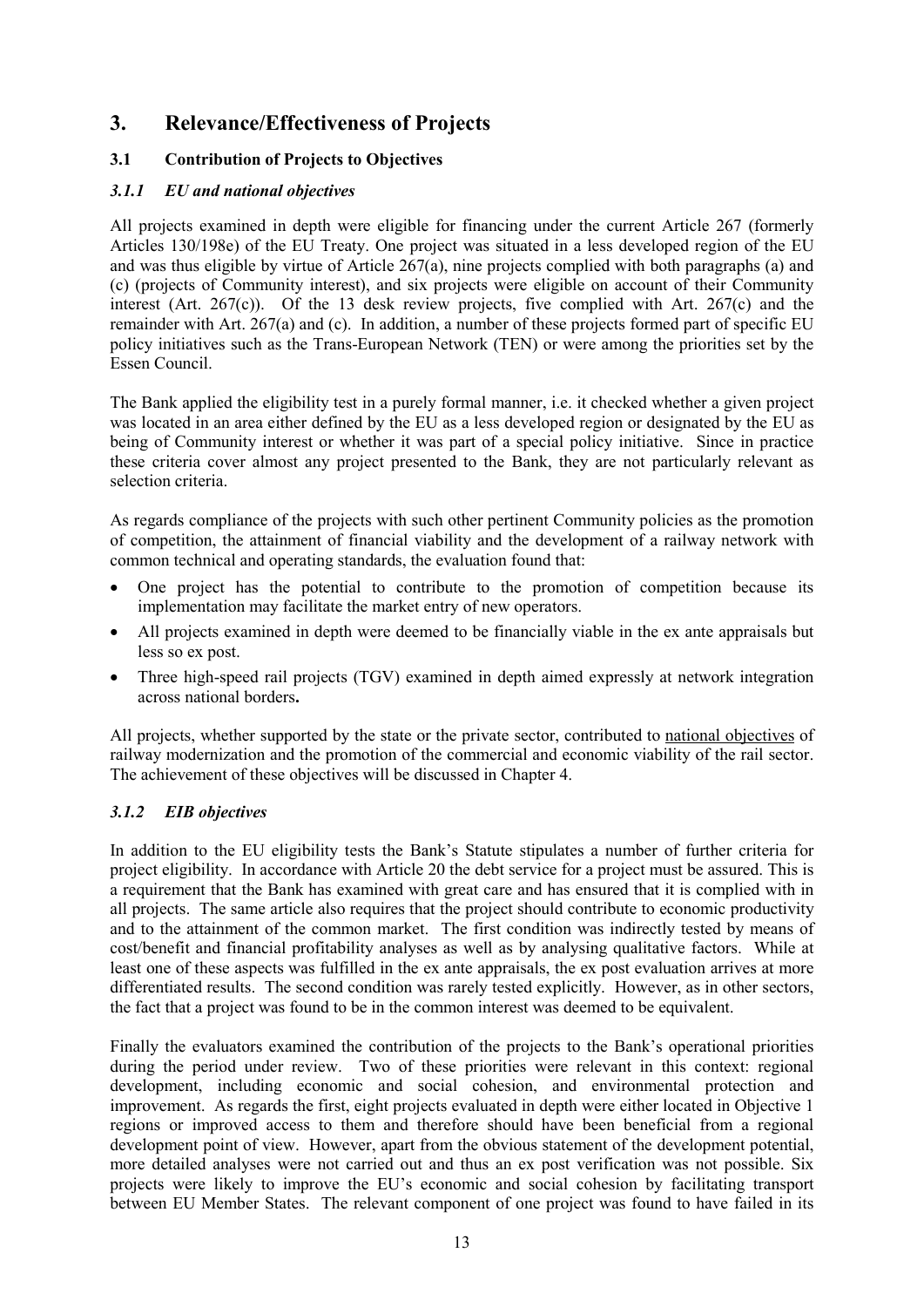# 3. Relevance/Effectiveness of Projects

## 3.1 Contribution of Projects to Objectives

### *3.1.1 EU and national objectives*

All projects examined in depth were eligible for financing under the current Article 267 (formerly Articles 130/198e) of the EU Treaty. One project was situated in a less developed region of the EU and was thus eligible by virtue of Article 267(a), nine projects complied with both paragraphs (a) and (c) (projects of Community interest), and six projects were eligible on account of their Community interest (Art. 267(c)). Of the 13 desk review projects, five complied with Art. 267(c) and the remainder with Art. 267(a) and (c). In addition, a number of these projects formed part of specific EU policy initiatives such as the Trans-European Network (TEN) or were among the priorities set by the Essen Council.

The Bank applied the eligibility test in a purely formal manner, i.e. it checked whether a given project was located in an area either defined by the EU as a less developed region or designated by the EU as being of Community interest or whether it was part of a special policy initiative. Since in practice these criteria cover almost any project presented to the Bank, they are not particularly relevant as selection criteria.

As regards compliance of the projects with such other pertinent Community policies as the promotion of competition, the attainment of financial viability and the development of a railway network with common technical and operating standards, the evaluation found that:

- One project has the potential to contribute to the promotion of competition because its implementation may facilitate the market entry of new operators.
- All projects examined in depth were deemed to be financially viable in the ex ante appraisals but less so ex post.
- Three high-speed rail projects (TGV) examined in depth aimed expressly at network integration across national borders**.**

All projects, whether supported by the state or the private sector, contributed to national objectives of railway modernization and the promotion of the commercial and economic viability of the rail sector. The achievement of these objectives will be discussed in Chapter 4.

### *3.1.2 EIB objectives*

In addition to the EU eligibility tests the Bank's Statute stipulates a number of further criteria for project eligibility. In accordance with Article 20 the debt service for a project must be assured. This is a requirement that the Bank has examined with great care and has ensured that it is complied with in all projects. The same article also requires that the project should contribute to economic productivity and to the attainment of the common market. The first condition was indirectly tested by means of cost/benefit and financial profitability analyses as well as by analysing qualitative factors. While at least one of these aspects was fulfilled in the ex ante appraisals, the ex post evaluation arrives at more differentiated results. The second condition was rarely tested explicitly. However, as in other sectors, the fact that a project was found to be in the common interest was deemed to be equivalent.

Finally the evaluators examined the contribution of the projects to the Bank's operational priorities during the period under review. Two of these priorities were relevant in this context: regional development, including economic and social cohesion, and environmental protection and improvement. As regards the first, eight projects evaluated in depth were either located in Objective 1 regions or improved access to them and therefore should have been beneficial from a regional development point of view. However, apart from the obvious statement of the development potential, more detailed analyses were not carried out and thus an ex post verification was not possible. Six projects were likely to improve the EU's economic and social cohesion by facilitating transport between EU Member States. The relevant component of one project was found to have failed in its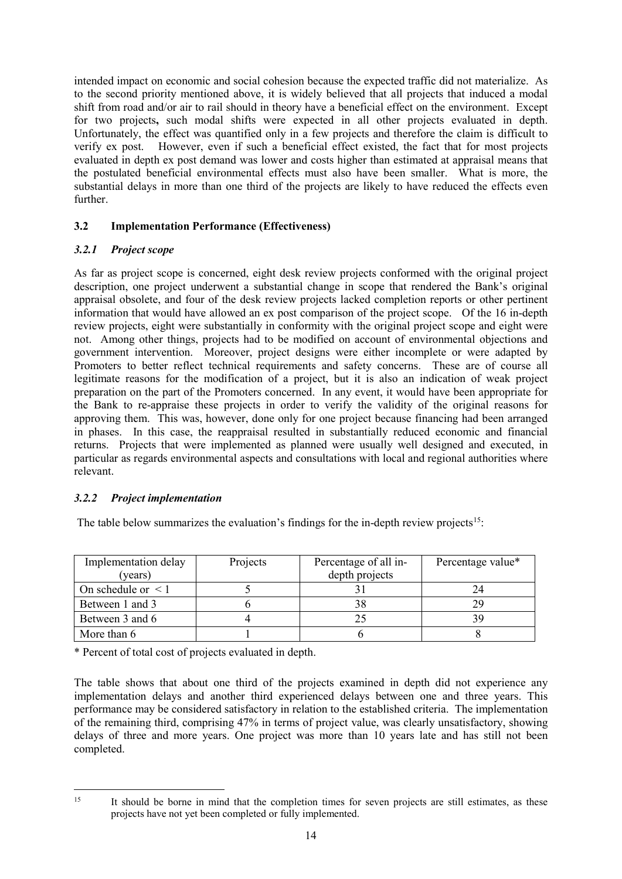intended impact on economic and social cohesion because the expected traffic did not materialize. As to the second priority mentioned above, it is widely believed that all projects that induced a modal shift from road and/or air to rail should in theory have a beneficial effect on the environment. Except for two projects**,** such modal shifts were expected in all other projects evaluated in depth. Unfortunately, the effect was quantified only in a few projects and therefore the claim is difficult to verify ex post. However, even if such a beneficial effect existed, the fact that for most projects evaluated in depth ex post demand was lower and costs higher than estimated at appraisal means that the postulated beneficial environmental effects must also have been smaller. What is more, the substantial delays in more than one third of the projects are likely to have reduced the effects even further.

## 3.2 Implementation Performance (Effectiveness)

### *3.2.1 Project scope*

As far as project scope is concerned, eight desk review projects conformed with the original project description, one project underwent a substantial change in scope that rendered the Bank's original appraisal obsolete, and four of the desk review projects lacked completion reports or other pertinent information that would have allowed an ex post comparison of the project scope. Of the 16 in-depth review projects, eight were substantially in conformity with the original project scope and eight were not. Among other things, projects had to be modified on account of environmental objections and government intervention. Moreover, project designs were either incomplete or were adapted by Promoters to better reflect technical requirements and safety concerns. These are of course all legitimate reasons for the modification of a project, but it is also an indication of weak project preparation on the part of the Promoters concerned. In any event, it would have been appropriate for the Bank to re-appraise these projects in order to verify the validity of the original reasons for approving them. This was, however, done only for one project because financing had been arranged in phases. In this case, the reappraisal resulted in substantially reduced economic and financial returns. Projects that were implemented as planned were usually well designed and executed, in particular as regards environmental aspects and consultations with local and regional authorities where relevant.

### *3.2.2 Project implementation*

The table below summarizes the evaluation's findings for the in-depth review projects[15]:

| Implementation delay (years) | Projects | Percentage of all in-depth projects | Percentage value* |
|---|---|---|---|
| On schedule or < 1 | 5 | 31 | 24 |
| Between 1 and 3 | 6 | 38 | 29 |
| Between 3 and 6 | 4 | 25 | 39 |
| More than 6 | 1 | 6 | 8 |

\* Percent of total cost of projects evaluated in depth.

The table shows that about one third of the projects examined in depth did not experience any implementation delays and another third experienced delays between one and three years. This performance may be considered satisfactory in relation to the established criteria. The implementation of the remaining third, comprising 47% in terms of project value, was clearly unsatisfactory, showing delays of three and more years. One project was more than 10 years late and has still not been completed.

[15] It should be borne in mind that the completion times for seven projects are still estimates, as these projects have not yet been completed or fully implemented.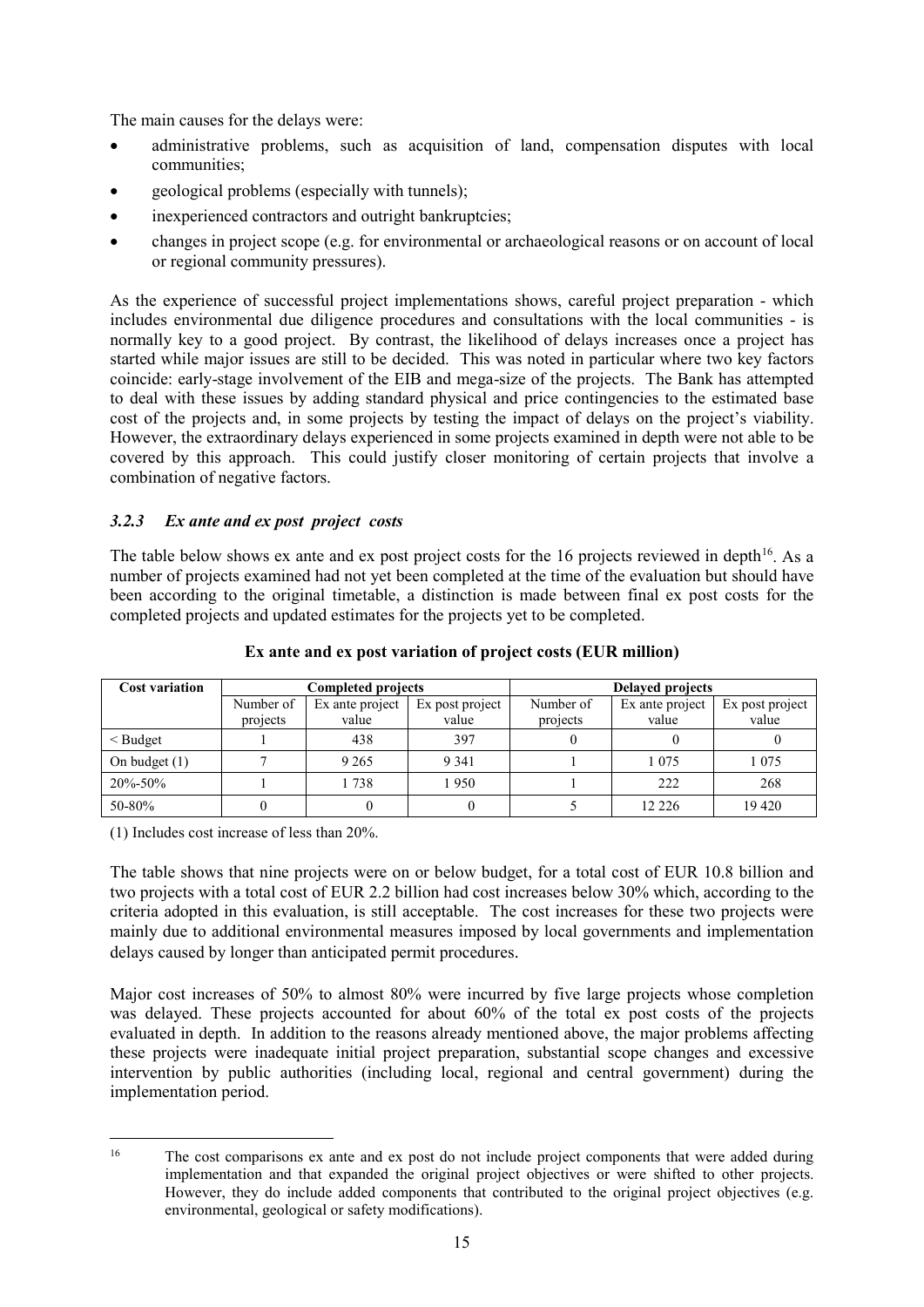The main causes for the delays were:

- administrative problems, such as acquisition of land, compensation disputes with local communities;
- geological problems (especially with tunnels);
- inexperienced contractors and outright bankruptcies;
- changes in project scope (e.g. for environmental or archaeological reasons or on account of local or regional community pressures).

As the experience of successful project implementations shows, careful project preparation - which includes environmental due diligence procedures and consultations with the local communities - is normally key to a good project. By contrast, the likelihood of delays increases once a project has started while major issues are still to be decided. This was noted in particular where two key factors coincide: early-stage involvement of the EIB and mega-size of the projects. The Bank has attempted to deal with these issues by adding standard physical and price contingencies to the estimated base cost of the projects and, in some projects by testing the impact of delays on the project's viability. However, the extraordinary delays experienced in some projects examined in depth were not able to be covered by this approach. This could justify closer monitoring of certain projects that involve a combination of negative factors.

### *3.2.3 Ex ante and ex post project costs*

The table below shows ex ante and ex post project costs for the 16 projects reviewed in depth[16]. As a number of projects examined had not yet been completed at the time of the evaluation but should have been according to the original timetable, a distinction is made between final ex post costs for the completed projects and updated estimates for the projects yet to be completed.

**Ex ante and ex post variation of project costs (EUR million)**

| Cost variation | Completed projects | | | Delayed projects | | |
|---|---|---|---|---|---|---|
| | Number of projects | Ex ante project value | Ex post project value | Number of projects | Ex ante project value | Ex post project value |
| < Budget | 1 | 438 | 397 | 0 | 0 | 0 |
| On budget (1) | 7 | 9 265 | 9 341 | 1 | 1 075 | 1 075 |
| 20%-50% | 1 | 1 738 | 1 950 | 1 | 222 | 268 |
| 50-80% | 0 | 0 | 0 | 5 | 12 226 | 19 420 |

(1) Includes cost increase of less than 20%.

The table shows that nine projects were on or below budget, for a total cost of EUR 10.8 billion and two projects with a total cost of EUR 2.2 billion had cost increases below 30% which, according to the criteria adopted in this evaluation, is still acceptable. The cost increases for these two projects were mainly due to additional environmental measures imposed by local governments and implementation delays caused by longer than anticipated permit procedures.

Major cost increases of 50% to almost 80% were incurred by five large projects whose completion was delayed. These projects accounted for about 60% of the total ex post costs of the projects evaluated in depth. In addition to the reasons already mentioned above, the major problems affecting these projects were inadequate initial project preparation, substantial scope changes and excessive intervention by public authorities (including local, regional and central government) during the implementation period.

[16] The cost comparisons ex ante and ex post do not include project components that were added during implementation and that expanded the original project objectives or were shifted to other projects. However, they do include added components that contributed to the original project objectives (e.g. environmental, geological or safety modifications).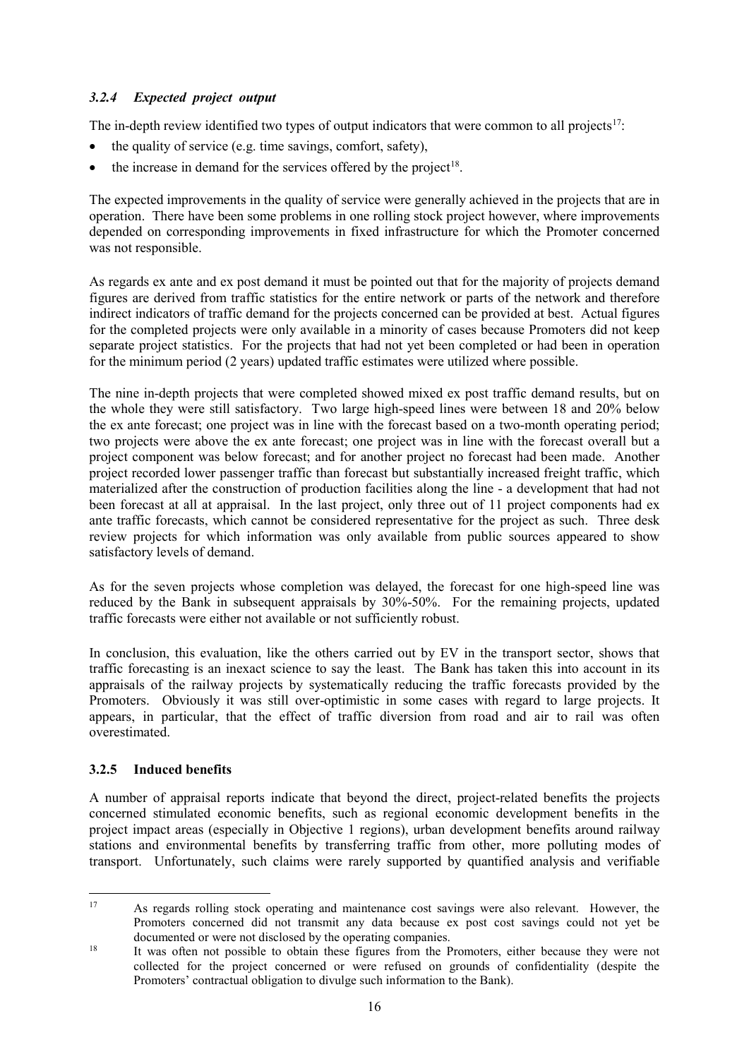### *3.2.4 Expected project output*

The in-depth review identified two types of output indicators that were common to all projects[17]:

- the quality of service (e.g. time savings, comfort, safety),
- the increase in demand for the services offered by the project[18].

The expected improvements in the quality of service were generally achieved in the projects that are in operation. There have been some problems in one rolling stock project however, where improvements depended on corresponding improvements in fixed infrastructure for which the Promoter concerned was not responsible.

As regards ex ante and ex post demand it must be pointed out that for the majority of projects demand figures are derived from traffic statistics for the entire network or parts of the network and therefore indirect indicators of traffic demand for the projects concerned can be provided at best. Actual figures for the completed projects were only available in a minority of cases because Promoters did not keep separate project statistics. For the projects that had not yet been completed or had been in operation for the minimum period (2 years) updated traffic estimates were utilized where possible.

The nine in-depth projects that were completed showed mixed ex post traffic demand results, but on the whole they were still satisfactory. Two large high-speed lines were between 18 and 20% below the ex ante forecast; one project was in line with the forecast based on a two-month operating period; two projects were above the ex ante forecast; one project was in line with the forecast overall but a project component was below forecast; and for another project no forecast had been made. Another project recorded lower passenger traffic than forecast but substantially increased freight traffic, which materialized after the construction of production facilities along the line - a development that had not been forecast at all at appraisal. In the last project, only three out of 11 project components had ex ante traffic forecasts, which cannot be considered representative for the project as such. Three desk review projects for which information was only available from public sources appeared to show satisfactory levels of demand.

As for the seven projects whose completion was delayed, the forecast for one high-speed line was reduced by the Bank in subsequent appraisals by 30%-50%. For the remaining projects, updated traffic forecasts were either not available or not sufficiently robust.

In conclusion, this evaluation, like the others carried out by EV in the transport sector, shows that traffic forecasting is an inexact science to say the least. The Bank has taken this into account in its appraisals of the railway projects by systematically reducing the traffic forecasts provided by the Promoters. Obviously it was still over-optimistic in some cases with regard to large projects. It appears, in particular, that the effect of traffic diversion from road and air to rail was often overestimated.

### **3.2.5 Induced benefits**

A number of appraisal reports indicate that beyond the direct, project-related benefits the projects concerned stimulated economic benefits, such as regional economic development benefits in the project impact areas (especially in Objective 1 regions), urban development benefits around railway stations and environmental benefits by transferring traffic from other, more polluting modes of transport. Unfortunately, such claims were rarely supported by quantified analysis and verifiable

---

[17] As regards rolling stock operating and maintenance cost savings were also relevant. However, the Promoters concerned did not transmit any data because ex post cost savings could not yet be documented or were not disclosed by the operating companies.

[18] It was often not possible to obtain these figures from the Promoters, either because they were not collected for the project concerned or were refused on grounds of confidentiality (despite the Promoters' contractual obligation to divulge such information to the Bank).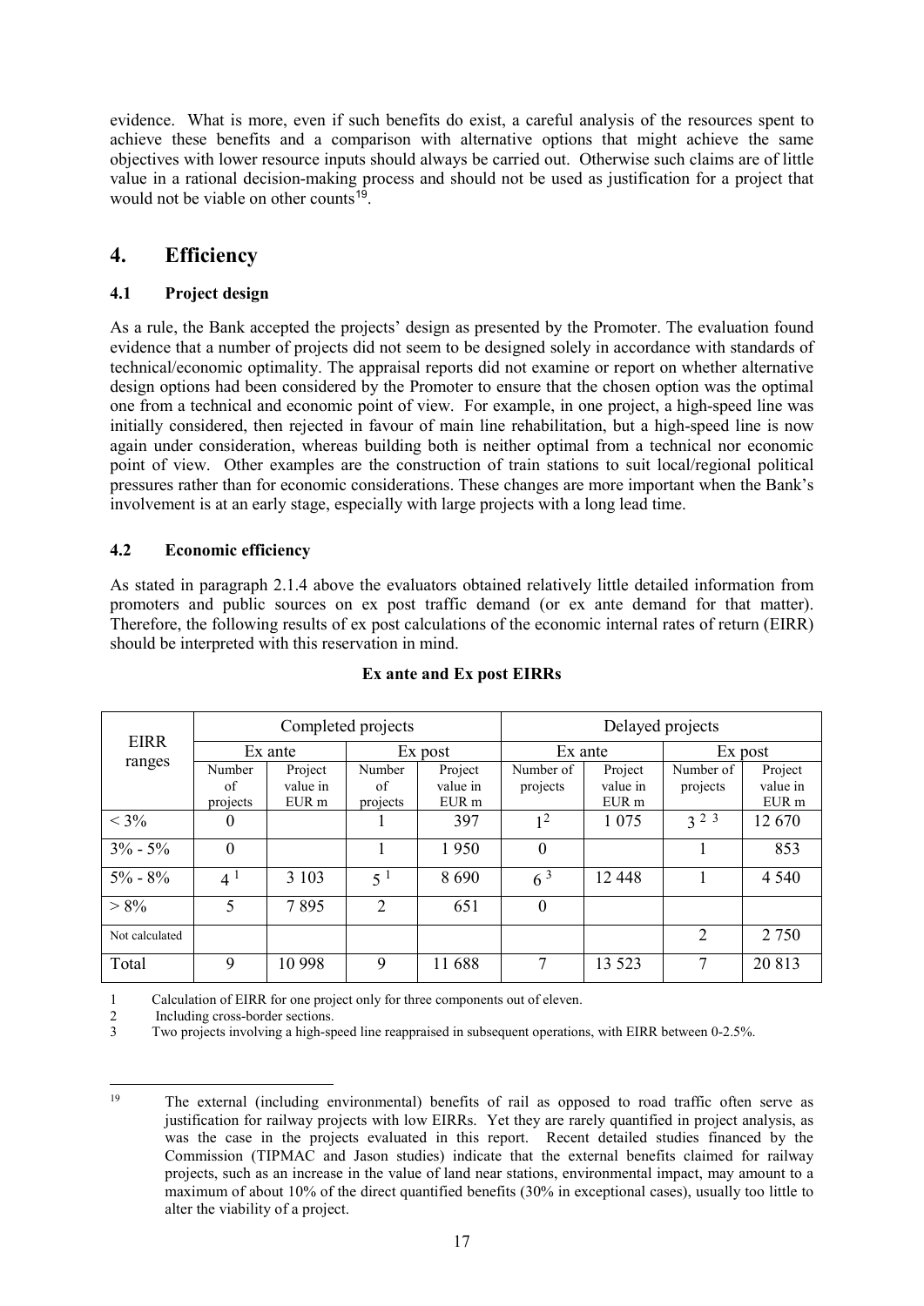evidence. What is more, even if such benefits do exist, a careful analysis of the resources spent to achieve these benefits and a comparison with alternative options that might achieve the same objectives with lower resource inputs should always be carried out. Otherwise such claims are of little value in a rational decision-making process and should not be used as justification for a project that would not be viable on other counts[19].

# 4. Efficiency

## 4.1 Project design

As a rule, the Bank accepted the projects' design as presented by the Promoter. The evaluation found evidence that a number of projects did not seem to be designed solely in accordance with standards of technical/economic optimality. The appraisal reports did not examine or report on whether alternative design options had been considered by the Promoter to ensure that the chosen option was the optimal one from a technical and economic point of view. For example, in one project, a high-speed line was initially considered, then rejected in favour of main line rehabilitation, but a high-speed line is now again under consideration, whereas building both is neither optimal from a technical nor economic point of view. Other examples are the construction of train stations to suit local/regional political pressures rather than for economic considerations. These changes are more important when the Bank's involvement is at an early stage, especially with large projects with a long lead time.

## 4.2 Economic efficiency

As stated in paragraph 2.1.4 above the evaluators obtained relatively little detailed information from promoters and public sources on ex post traffic demand (or ex ante demand for that matter). Therefore, the following results of ex post calculations of the economic internal rates of return (EIRR) should be interpreted with this reservation in mind.

**Ex ante and Ex post EIRRs**

| EIRR ranges | Completed projects | | | | Delayed projects | | | |
|---|---|---|---|---|---|---|---|---|
| | Ex ante | | Ex post | | Ex ante | | Ex post | |
| | Number of projects | Project value in EUR m | Number of projects | Project value in EUR m | Number of projects | Project value in EUR m | Number of projects | Project value in EUR m |
| < 3% | 0 | | 1 | 397 | 1 [2] | 1 075 | 3 [2 3] | 12 670 |
| 3% - 5% | 0 | | 1 | 1 950 | 0 | | 1 | 853 |
| 5% - 8% | 4 [1] | 3 103 | 5 [1] | 8 690 | 6 [3] | 12 448 | 1 | 4 540 |
| > 8% | 5 | 7 895 | 2 | 651 | 0 | | | |
| Not calculated | | | | | | | 2 | 2 750 |
| Total | 9 | 10 998 | 9 | 11 688 | 7 | 13 523 | 7 | 20 813 |

1 Calculation of EIRR for one project only for three components out of eleven.

2 Including cross-border sections.

3 Two projects involving a high-speed line reappraised in subsequent operations, with EIRR between 0-2.5%.

---

19 The external (including environmental) benefits of rail as opposed to road traffic often serve as justification for railway projects with low EIRRs. Yet they are rarely quantified in project analysis, as was the case in the projects evaluated in this report. Recent detailed studies financed by the Commission (TIPMAC and Jason studies) indicate that the external benefits claimed for railway projects, such as an increase in the value of land near stations, environmental impact, may amount to a maximum of about 10% of the direct quantified benefits (30% in exceptional cases), usually too little to alter the viability of a project.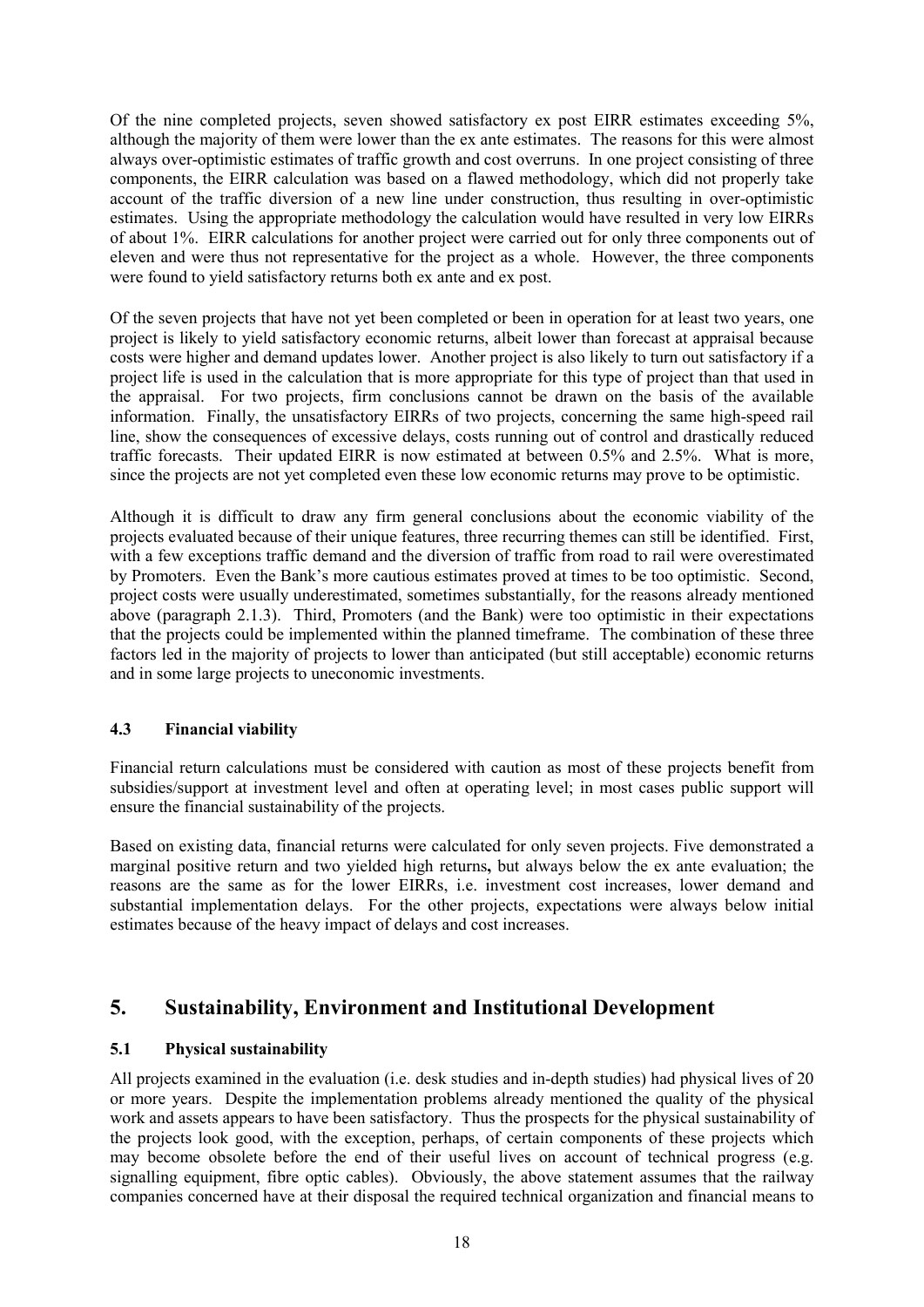Of the nine completed projects, seven showed satisfactory ex post EIRR estimates exceeding 5%, although the majority of them were lower than the ex ante estimates. The reasons for this were almost always over-optimistic estimates of traffic growth and cost overruns. In one project consisting of three components, the EIRR calculation was based on a flawed methodology, which did not properly take account of the traffic diversion of a new line under construction, thus resulting in over-optimistic estimates. Using the appropriate methodology the calculation would have resulted in very low EIRRs of about 1%. EIRR calculations for another project were carried out for only three components out of eleven and were thus not representative for the project as a whole. However, the three components were found to yield satisfactory returns both ex ante and ex post.

Of the seven projects that have not yet been completed or been in operation for at least two years, one project is likely to yield satisfactory economic returns, albeit lower than forecast at appraisal because costs were higher and demand updates lower. Another project is also likely to turn out satisfactory if a project life is used in the calculation that is more appropriate for this type of project than that used in the appraisal. For two projects, firm conclusions cannot be drawn on the basis of the available information. Finally, the unsatisfactory EIRRs of two projects, concerning the same high-speed rail line, show the consequences of excessive delays, costs running out of control and drastically reduced traffic forecasts. Their updated EIRR is now estimated at between 0.5% and 2.5%. What is more, since the projects are not yet completed even these low economic returns may prove to be optimistic.

Although it is difficult to draw any firm general conclusions about the economic viability of the projects evaluated because of their unique features, three recurring themes can still be identified. First, with a few exceptions traffic demand and the diversion of traffic from road to rail were overestimated by Promoters. Even the Bank's more cautious estimates proved at times to be too optimistic. Second, project costs were usually underestimated, sometimes substantially, for the reasons already mentioned above (paragraph 2.1.3). Third, Promoters (and the Bank) were too optimistic in their expectations that the projects could be implemented within the planned timeframe. The combination of these three factors led in the majority of projects to lower than anticipated (but still acceptable) economic returns and in some large projects to uneconomic investments.

### 4.3 Financial viability

Financial return calculations must be considered with caution as most of these projects benefit from subsidies/support at investment level and often at operating level; in most cases public support will ensure the financial sustainability of the projects.

Based on existing data, financial returns were calculated for only seven projects. Five demonstrated a marginal positive return and two yielded high returns**,** but always below the ex ante evaluation; the reasons are the same as for the lower EIRRs, i.e. investment cost increases, lower demand and substantial implementation delays. For the other projects, expectations were always below initial estimates because of the heavy impact of delays and cost increases.

## 5. Sustainability, Environment and Institutional Development

### 5.1 Physical sustainability

All projects examined in the evaluation (i.e. desk studies and in-depth studies) had physical lives of 20 or more years. Despite the implementation problems already mentioned the quality of the physical work and assets appears to have been satisfactory. Thus the prospects for the physical sustainability of the projects look good, with the exception, perhaps, of certain components of these projects which may become obsolete before the end of their useful lives on account of technical progress (e.g. signalling equipment, fibre optic cables). Obviously, the above statement assumes that the railway companies concerned have at their disposal the required technical organization and financial means to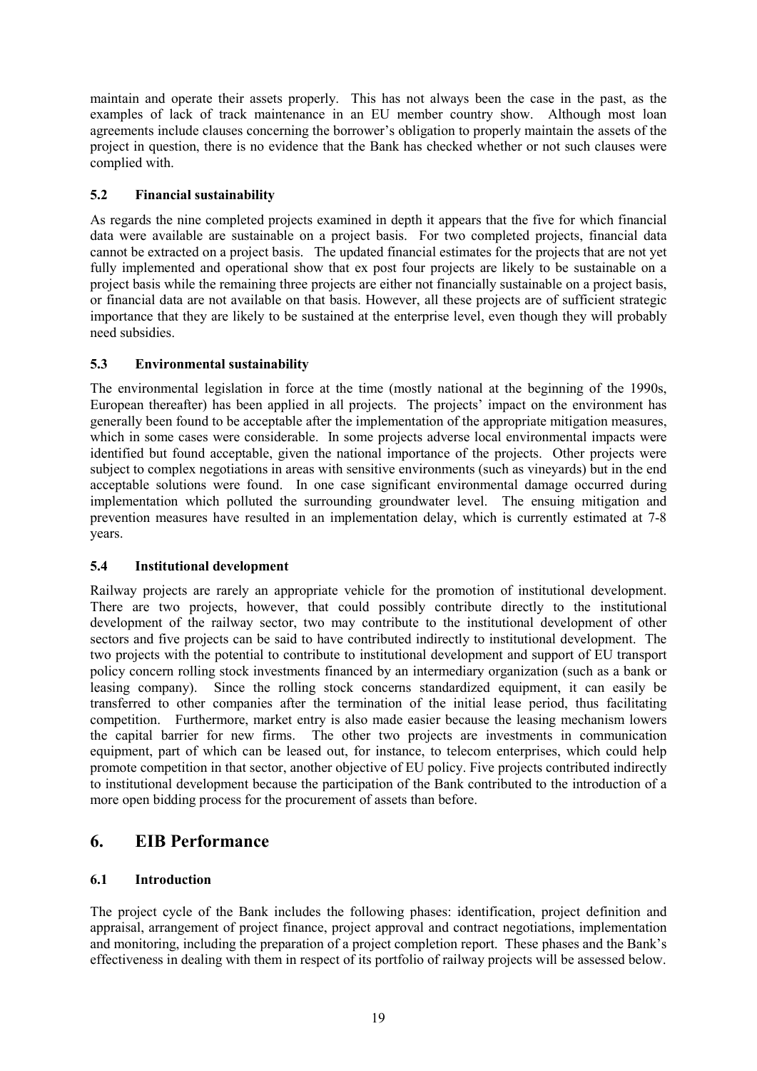maintain and operate their assets properly. This has not always been the case in the past, as the examples of lack of track maintenance in an EU member country show. Although most loan agreements include clauses concerning the borrower's obligation to properly maintain the assets of the project in question, there is no evidence that the Bank has checked whether or not such clauses were complied with.

### 5.2 Financial sustainability

As regards the nine completed projects examined in depth it appears that the five for which financial data were available are sustainable on a project basis. For two completed projects, financial data cannot be extracted on a project basis. The updated financial estimates for the projects that are not yet fully implemented and operational show that ex post four projects are likely to be sustainable on a project basis while the remaining three projects are either not financially sustainable on a project basis, or financial data are not available on that basis. However, all these projects are of sufficient strategic importance that they are likely to be sustained at the enterprise level, even though they will probably need subsidies.

### 5.3 Environmental sustainability

The environmental legislation in force at the time (mostly national at the beginning of the 1990s, European thereafter) has been applied in all projects. The projects' impact on the environment has generally been found to be acceptable after the implementation of the appropriate mitigation measures, which in some cases were considerable. In some projects adverse local environmental impacts were identified but found acceptable, given the national importance of the projects. Other projects were subject to complex negotiations in areas with sensitive environments (such as vineyards) but in the end acceptable solutions were found. In one case significant environmental damage occurred during implementation which polluted the surrounding groundwater level. The ensuing mitigation and prevention measures have resulted in an implementation delay, which is currently estimated at 7-8 years.

### 5.4 Institutional development

Railway projects are rarely an appropriate vehicle for the promotion of institutional development. There are two projects, however, that could possibly contribute directly to the institutional development of the railway sector, two may contribute to the institutional development of other sectors and five projects can be said to have contributed indirectly to institutional development. The two projects with the potential to contribute to institutional development and support of EU transport policy concern rolling stock investments financed by an intermediary organization (such as a bank or leasing company). Since the rolling stock concerns standardized equipment, it can easily be transferred to other companies after the termination of the initial lease period, thus facilitating competition. Furthermore, market entry is also made easier because the leasing mechanism lowers the capital barrier for new firms. The other two projects are investments in communication equipment, part of which can be leased out, for instance, to telecom enterprises, which could help promote competition in that sector, another objective of EU policy. Five projects contributed indirectly to institutional development because the participation of the Bank contributed to the introduction of a more open bidding process for the procurement of assets than before.

## 6. EIB Performance

### 6.1 Introduction

The project cycle of the Bank includes the following phases: identification, project definition and appraisal, arrangement of project finance, project approval and contract negotiations, implementation and monitoring, including the preparation of a project completion report. These phases and the Bank's effectiveness in dealing with them in respect of its portfolio of railway projects will be assessed below.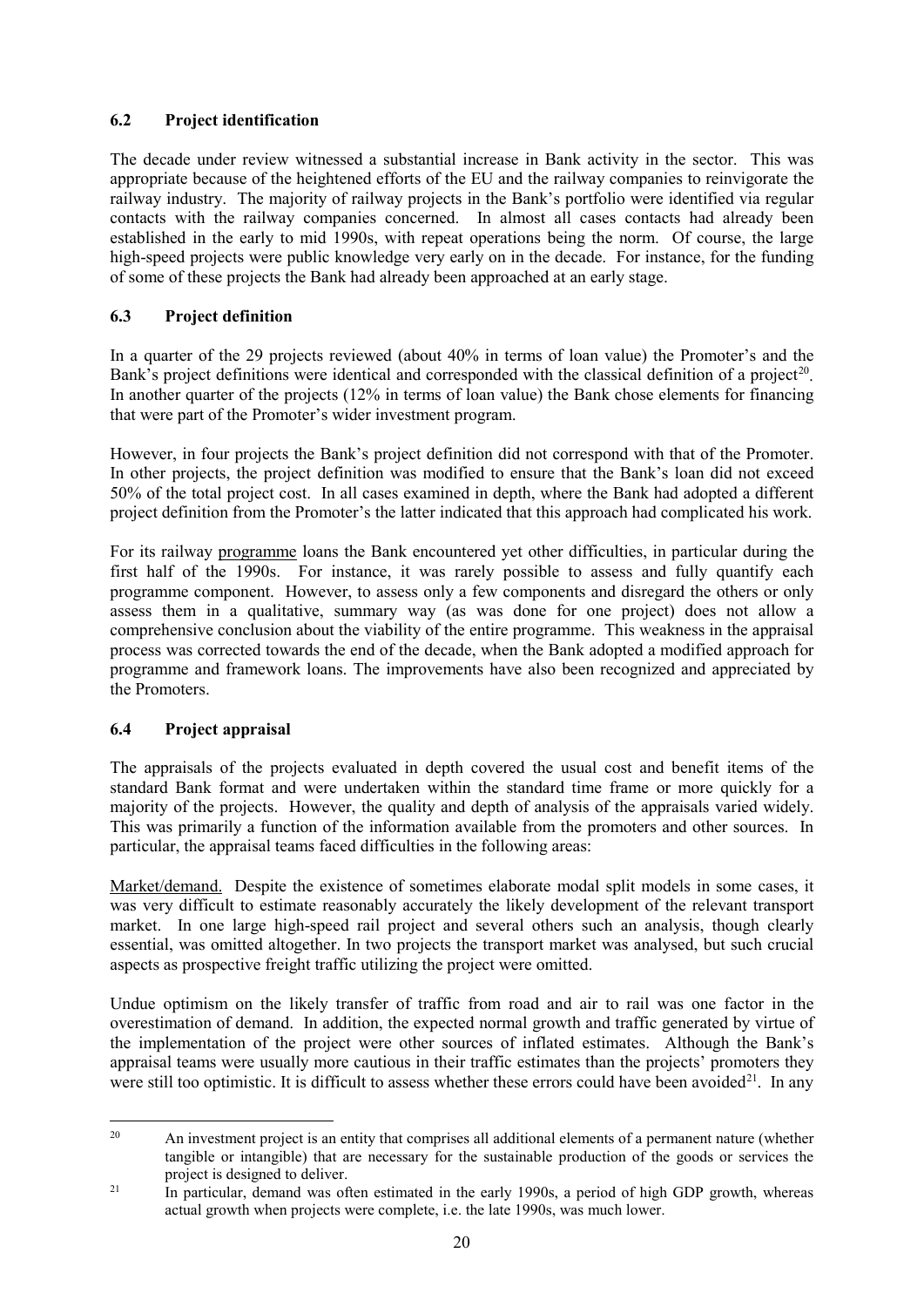### 6.2 Project identification

The decade under review witnessed a substantial increase in Bank activity in the sector. This was appropriate because of the heightened efforts of the EU and the railway companies to reinvigorate the railway industry. The majority of railway projects in the Bank's portfolio were identified via regular contacts with the railway companies concerned. In almost all cases contacts had already been established in the early to mid 1990s, with repeat operations being the norm. Of course, the large high-speed projects were public knowledge very early on in the decade. For instance, for the funding of some of these projects the Bank had already been approached at an early stage.

### 6.3 Project definition

In a quarter of the 29 projects reviewed (about 40% in terms of loan value) the Promoter's and the Bank's project definitions were identical and corresponded with the classical definition of a project[20]. In another quarter of the projects (12% in terms of loan value) the Bank chose elements for financing that were part of the Promoter's wider investment program.

However, in four projects the Bank's project definition did not correspond with that of the Promoter. In other projects, the project definition was modified to ensure that the Bank's loan did not exceed 50% of the total project cost. In all cases examined in depth, where the Bank had adopted a different project definition from the Promoter's the latter indicated that this approach had complicated his work.

For its railway <u>programme</u> loans the Bank encountered yet other difficulties, in particular during the first half of the 1990s. For instance, it was rarely possible to assess and fully quantify each programme component. However, to assess only a few components and disregard the others or only assess them in a qualitative, summary way (as was done for one project) does not allow a comprehensive conclusion about the viability of the entire programme. This weakness in the appraisal process was corrected towards the end of the decade, when the Bank adopted a modified approach for programme and framework loans. The improvements have also been recognized and appreciated by the Promoters.

### 6.4 Project appraisal

The appraisals of the projects evaluated in depth covered the usual cost and benefit items of the standard Bank format and were undertaken within the standard time frame or more quickly for a majority of the projects. However, the quality and depth of analysis of the appraisals varied widely. This was primarily a function of the information available from the promoters and other sources. In particular, the appraisal teams faced difficulties in the following areas:

<u>Market/demand.</u> Despite the existence of sometimes elaborate modal split models in some cases, it was very difficult to estimate reasonably accurately the likely development of the relevant transport market. In one large high-speed rail project and several others such an analysis, though clearly essential, was omitted altogether. In two projects the transport market was analysed, but such crucial aspects as prospective freight traffic utilizing the project were omitted.

Undue optimism on the likely transfer of traffic from road and air to rail was one factor in the overestimation of demand. In addition, the expected normal growth and traffic generated by virtue of the implementation of the project were other sources of inflated estimates. Although the Bank's appraisal teams were usually more cautious in their traffic estimates than the projects' promoters they were still too optimistic. It is difficult to assess whether these errors could have been avoided[21]. In any

---

[20] An investment project is an entity that comprises all additional elements of a permanent nature (whether tangible or intangible) that are necessary for the sustainable production of the goods or services the project is designed to deliver.

[21] In particular, demand was often estimated in the early 1990s, a period of high GDP growth, whereas actual growth when projects were complete, i.e. the late 1990s, was much lower.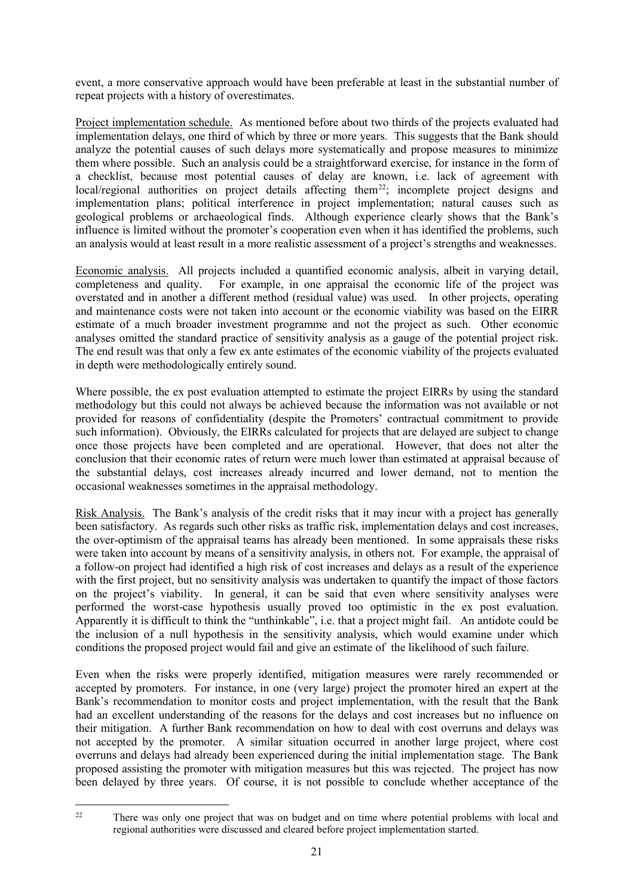event, a more conservative approach would have been preferable at least in the substantial number of repeat projects with a history of overestimates.

Project implementation schedule. As mentioned before about two thirds of the projects evaluated had implementation delays, one third of which by three or more years. This suggests that the Bank should analyze the potential causes of such delays more systematically and propose measures to minimize them where possible. Such an analysis could be a straightforward exercise, for instance in the form of a checklist, because most potential causes of delay are known, i.e. lack of agreement with local/regional authorities on project details affecting them[22]; incomplete project designs and implementation plans; political interference in project implementation; natural causes such as geological problems or archaeological finds. Although experience clearly shows that the Bank's influence is limited without the promoter's cooperation even when it has identified the problems, such an analysis would at least result in a more realistic assessment of a project's strengths and weaknesses.

Economic analysis. All projects included a quantified economic analysis, albeit in varying detail, completeness and quality. For example, in one appraisal the economic life of the project was overstated and in another a different method (residual value) was used. In other projects, operating and maintenance costs were not taken into account or the economic viability was based on the EIRR estimate of a much broader investment programme and not the project as such. Other economic analyses omitted the standard practice of sensitivity analysis as a gauge of the potential project risk. The end result was that only a few ex ante estimates of the economic viability of the projects evaluated in depth were methodologically entirely sound.

Where possible, the ex post evaluation attempted to estimate the project EIRRs by using the standard methodology but this could not always be achieved because the information was not available or not provided for reasons of confidentiality (despite the Promoters' contractual commitment to provide such information). Obviously, the EIRRs calculated for projects that are delayed are subject to change once those projects have been completed and are operational. However, that does not alter the conclusion that their economic rates of return were much lower than estimated at appraisal because of the substantial delays, cost increases already incurred and lower demand, not to mention the occasional weaknesses sometimes in the appraisal methodology.

Risk Analysis. The Bank's analysis of the credit risks that it may incur with a project has generally been satisfactory. As regards such other risks as traffic risk, implementation delays and cost increases, the over-optimism of the appraisal teams has already been mentioned. In some appraisals these risks were taken into account by means of a sensitivity analysis, in others not. For example, the appraisal of a follow-on project had identified a high risk of cost increases and delays as a result of the experience with the first project, but no sensitivity analysis was undertaken to quantify the impact of those factors on the project's viability. In general, it can be said that even where sensitivity analyses were performed the worst-case hypothesis usually proved too optimistic in the ex post evaluation. Apparently it is difficult to think the "unthinkable", i.e. that a project might fail. An antidote could be the inclusion of a null hypothesis in the sensitivity analysis, which would examine under which conditions the proposed project would fail and give an estimate of the likelihood of such failure.

Even when the risks were properly identified, mitigation measures were rarely recommended or accepted by promoters. For instance, in one (very large) project the promoter hired an expert at the Bank's recommendation to monitor costs and project implementation, with the result that the Bank had an excellent understanding of the reasons for the delays and cost increases but no influence on their mitigation. A further Bank recommendation on how to deal with cost overruns and delays was not accepted by the promoter. A similar situation occurred in another large project, where cost overruns and delays had already been experienced during the initial implementation stage. The Bank proposed assisting the promoter with mitigation measures but this was rejected. The project has now been delayed by three years. Of course, it is not possible to conclude whether acceptance of the

[22] There was only one project that was on budget and on time where potential problems with local and regional authorities were discussed and cleared before project implementation started.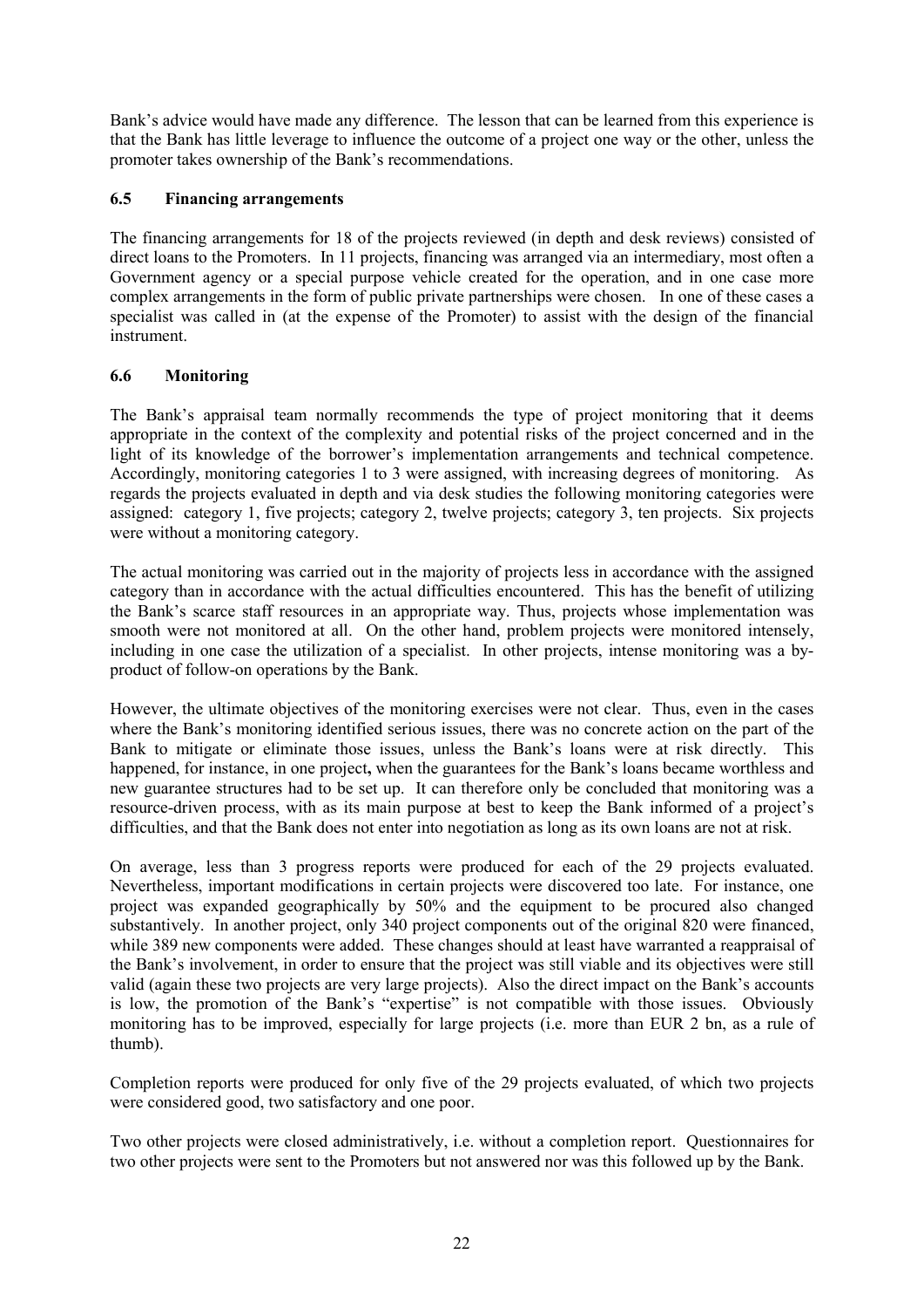Bank's advice would have made any difference. The lesson that can be learned from this experience is that the Bank has little leverage to influence the outcome of a project one way or the other, unless the promoter takes ownership of the Bank's recommendations.

### 6.5 Financing arrangements

The financing arrangements for 18 of the projects reviewed (in depth and desk reviews) consisted of direct loans to the Promoters. In 11 projects, financing was arranged via an intermediary, most often a Government agency or a special purpose vehicle created for the operation, and in one case more complex arrangements in the form of public private partnerships were chosen. In one of these cases a specialist was called in (at the expense of the Promoter) to assist with the design of the financial instrument.

### 6.6 Monitoring

The Bank's appraisal team normally recommends the type of project monitoring that it deems appropriate in the context of the complexity and potential risks of the project concerned and in the light of its knowledge of the borrower's implementation arrangements and technical competence. Accordingly, monitoring categories 1 to 3 were assigned, with increasing degrees of monitoring. As regards the projects evaluated in depth and via desk studies the following monitoring categories were assigned: category 1, five projects; category 2, twelve projects; category 3, ten projects. Six projects were without a monitoring category.

The actual monitoring was carried out in the majority of projects less in accordance with the assigned category than in accordance with the actual difficulties encountered. This has the benefit of utilizing the Bank's scarce staff resources in an appropriate way. Thus, projects whose implementation was smooth were not monitored at all. On the other hand, problem projects were monitored intensely, including in one case the utilization of a specialist. In other projects, intense monitoring was a by-product of follow-on operations by the Bank.

However, the ultimate objectives of the monitoring exercises were not clear. Thus, even in the cases where the Bank's monitoring identified serious issues, there was no concrete action on the part of the Bank to mitigate or eliminate those issues, unless the Bank's loans were at risk directly. This happened, for instance, in one project**,** when the guarantees for the Bank's loans became worthless and new guarantee structures had to be set up. It can therefore only be concluded that monitoring was a resource-driven process, with as its main purpose at best to keep the Bank informed of a project's difficulties, and that the Bank does not enter into negotiation as long as its own loans are not at risk.

On average, less than 3 progress reports were produced for each of the 29 projects evaluated. Nevertheless, important modifications in certain projects were discovered too late. For instance, one project was expanded geographically by 50% and the equipment to be procured also changed substantively. In another project, only 340 project components out of the original 820 were financed, while 389 new components were added. These changes should at least have warranted a reappraisal of the Bank's involvement, in order to ensure that the project was still viable and its objectives were still valid (again these two projects are very large projects). Also the direct impact on the Bank's accounts is low, the promotion of the Bank's "expertise" is not compatible with those issues. Obviously monitoring has to be improved, especially for large projects (i.e. more than EUR 2 bn, as a rule of thumb).

Completion reports were produced for only five of the 29 projects evaluated, of which two projects were considered good, two satisfactory and one poor.

Two other projects were closed administratively, i.e. without a completion report. Questionnaires for two other projects were sent to the Promoters but not answered nor was this followed up by the Bank.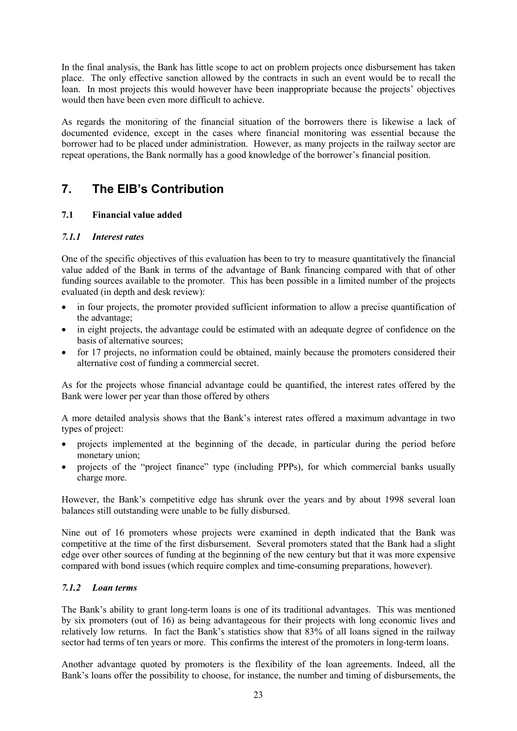In the final analysis, the Bank has little scope to act on problem projects once disbursement has taken place. The only effective sanction allowed by the contracts in such an event would be to recall the loan. In most projects this would however have been inappropriate because the projects' objectives would then have been even more difficult to achieve.

As regards the monitoring of the financial situation of the borrowers there is likewise a lack of documented evidence, except in the cases where financial monitoring was essential because the borrower had to be placed under administration. However, as many projects in the railway sector are repeat operations, the Bank normally has a good knowledge of the borrower's financial position.

## 7. The EIB's Contribution

### 7.1 Financial value added

#### *7.1.1 Interest rates*

One of the specific objectives of this evaluation has been to try to measure quantitatively the financial value added of the Bank in terms of the advantage of Bank financing compared with that of other funding sources available to the promoter. This has been possible in a limited number of the projects evaluated (in depth and desk review):

- in four projects, the promoter provided sufficient information to allow a precise quantification of the advantage;
- in eight projects, the advantage could be estimated with an adequate degree of confidence on the basis of alternative sources;
- for 17 projects, no information could be obtained, mainly because the promoters considered their alternative cost of funding a commercial secret.

As for the projects whose financial advantage could be quantified, the interest rates offered by the Bank were lower per year than those offered by others

A more detailed analysis shows that the Bank's interest rates offered a maximum advantage in two types of project:

- projects implemented at the beginning of the decade, in particular during the period before monetary union;
- projects of the "project finance" type (including PPPs), for which commercial banks usually charge more.

However, the Bank's competitive edge has shrunk over the years and by about 1998 several loan balances still outstanding were unable to be fully disbursed.

Nine out of 16 promoters whose projects were examined in depth indicated that the Bank was competitive at the time of the first disbursement. Several promoters stated that the Bank had a slight edge over other sources of funding at the beginning of the new century but that it was more expensive compared with bond issues (which require complex and time-consuming preparations, however).

#### *7.1.2 Loan terms*

The Bank's ability to grant long-term loans is one of its traditional advantages. This was mentioned by six promoters (out of 16) as being advantageous for their projects with long economic lives and relatively low returns. In fact the Bank's statistics show that 83% of all loans signed in the railway sector had terms of ten years or more. This confirms the interest of the promoters in long-term loans.

Another advantage quoted by promoters is the flexibility of the loan agreements. Indeed, all the Bank's loans offer the possibility to choose, for instance, the number and timing of disbursements, the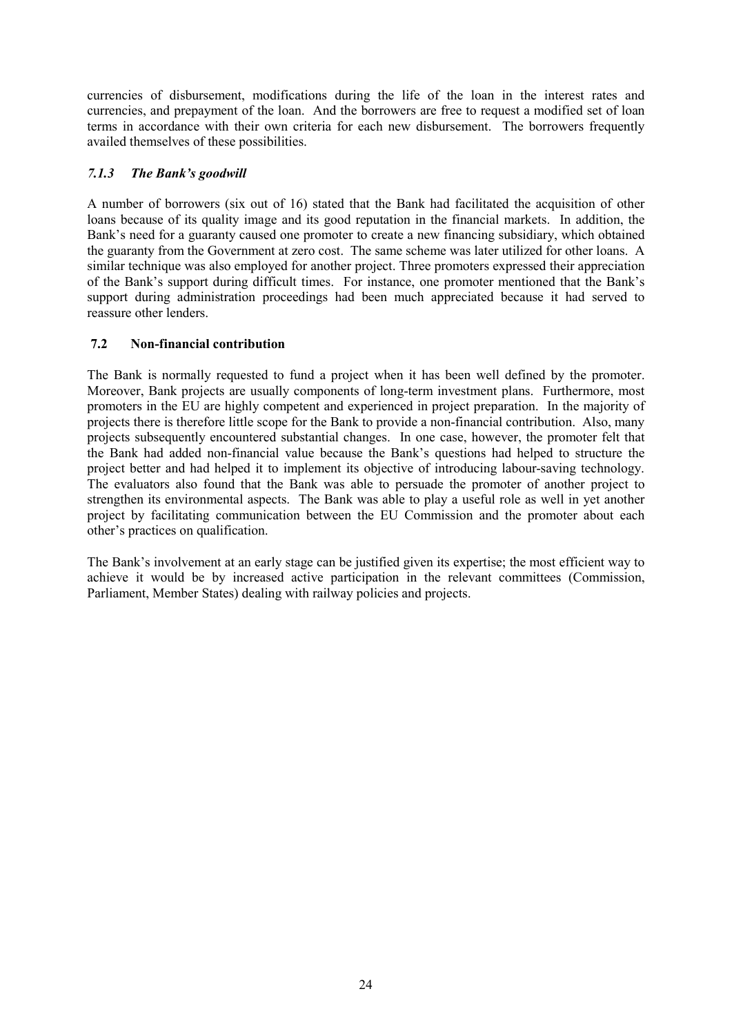currencies of disbursement, modifications during the life of the loan in the interest rates and currencies, and prepayment of the loan. And the borrowers are free to request a modified set of loan terms in accordance with their own criteria for each new disbursement. The borrowers frequently availed themselves of these possibilities.

#### *7.1.3 The Bank's goodwill*

A number of borrowers (six out of 16) stated that the Bank had facilitated the acquisition of other loans because of its quality image and its good reputation in the financial markets. In addition, the Bank's need for a guaranty caused one promoter to create a new financing subsidiary, which obtained the guaranty from the Government at zero cost. The same scheme was later utilized for other loans. A similar technique was also employed for another project. Three promoters expressed their appreciation of the Bank's support during difficult times. For instance, one promoter mentioned that the Bank's support during administration proceedings had been much appreciated because it had served to reassure other lenders.

### 7.2 Non-financial contribution

The Bank is normally requested to fund a project when it has been well defined by the promoter. Moreover, Bank projects are usually components of long-term investment plans. Furthermore, most promoters in the EU are highly competent and experienced in project preparation. In the majority of projects there is therefore little scope for the Bank to provide a non-financial contribution. Also, many projects subsequently encountered substantial changes. In one case, however, the promoter felt that the Bank had added non-financial value because the Bank's questions had helped to structure the project better and had helped it to implement its objective of introducing labour-saving technology. The evaluators also found that the Bank was able to persuade the promoter of another project to strengthen its environmental aspects. The Bank was able to play a useful role as well in yet another project by facilitating communication between the EU Commission and the promoter about each other's practices on qualification.

The Bank's involvement at an early stage can be justified given its expertise; the most efficient way to achieve it would be by increased active participation in the relevant committees (Commission, Parliament, Member States) dealing with railway policies and projects.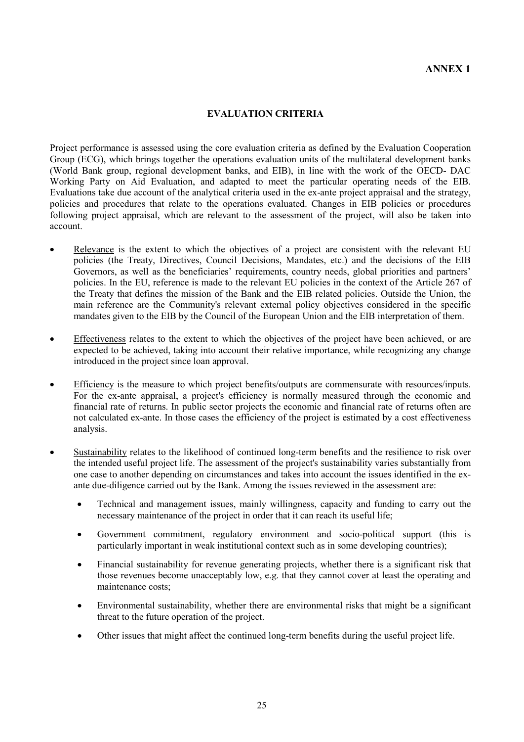**ANNEX 1**

## EVALUATION CRITERIA

Project performance is assessed using the core evaluation criteria as defined by the Evaluation Cooperation Group (ECG), which brings together the operations evaluation units of the multilateral development banks (World Bank group, regional development banks, and EIB), in line with the work of the OECD- DAC Working Party on Aid Evaluation, and adapted to meet the particular operating needs of the EIB. Evaluations take due account of the analytical criteria used in the ex-ante project appraisal and the strategy, policies and procedures that relate to the operations evaluated. Changes in EIB policies or procedures following project appraisal, which are relevant to the assessment of the project, will also be taken into account.

- Relevance is the extent to which the objectives of a project are consistent with the relevant EU policies (the Treaty, Directives, Council Decisions, Mandates, etc.) and the decisions of the EIB Governors, as well as the beneficiaries' requirements, country needs, global priorities and partners' policies. In the EU, reference is made to the relevant EU policies in the context of the Article 267 of the Treaty that defines the mission of the Bank and the EIB related policies. Outside the Union, the main reference are the Community's relevant external policy objectives considered in the specific mandates given to the EIB by the Council of the European Union and the EIB interpretation of them.

- Effectiveness relates to the extent to which the objectives of the project have been achieved, or are expected to be achieved, taking into account their relative importance, while recognizing any change introduced in the project since loan approval.

- Efficiency is the measure to which project benefits/outputs are commensurate with resources/inputs. For the ex-ante appraisal, a project's efficiency is normally measured through the economic and financial rate of returns. In public sector projects the economic and financial rate of returns often are not calculated ex-ante. In those cases the efficiency of the project is estimated by a cost effectiveness analysis.

- Sustainability relates to the likelihood of continued long-term benefits and the resilience to risk over the intended useful project life. The assessment of the project's sustainability varies substantially from one case to another depending on circumstances and takes into account the issues identified in the ex-ante due-diligence carried out by the Bank. Among the issues reviewed in the assessment are:

  - Technical and management issues, mainly willingness, capacity and funding to carry out the necessary maintenance of the project in order that it can reach its useful life;

  - Government commitment, regulatory environment and socio-political support (this is particularly important in weak institutional context such as in some developing countries);

  - Financial sustainability for revenue generating projects, whether there is a significant risk that those revenues become unacceptably low, e.g. that they cannot cover at least the operating and maintenance costs;

  - Environmental sustainability, whether there are environmental risks that might be a significant threat to the future operation of the project.

  - Other issues that might affect the continued long-term benefits during the useful project life.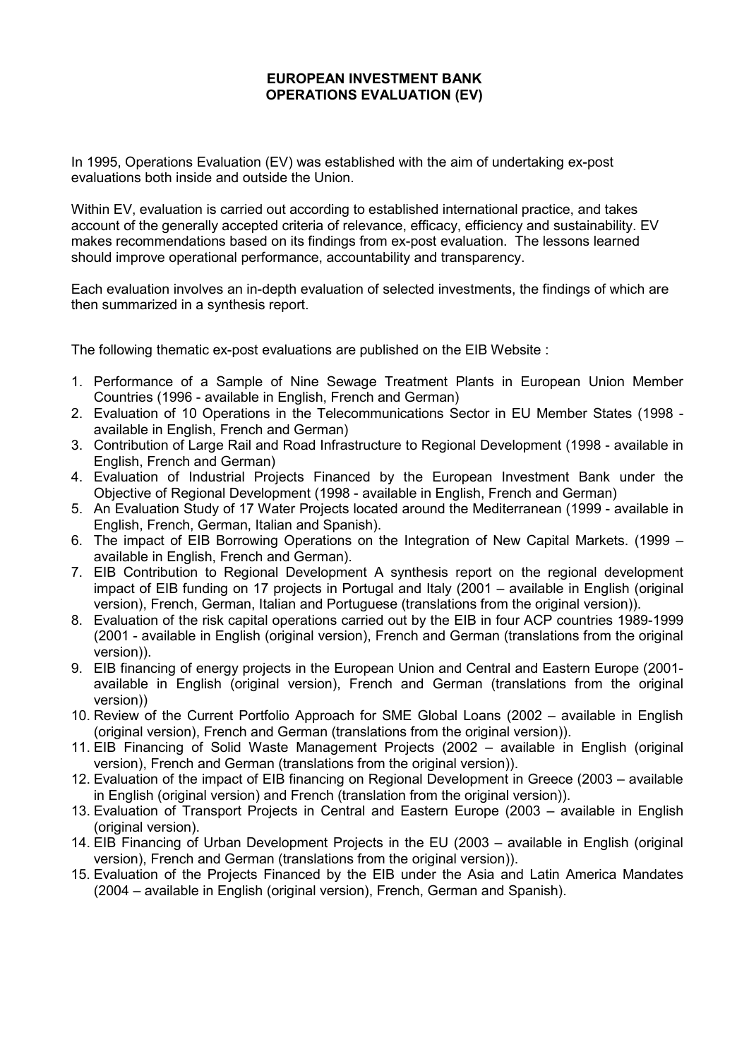**EUROPEAN INVESTMENT BANK**
**OPERATIONS EVALUATION (EV)**

In 1995, Operations Evaluation (EV) was established with the aim of undertaking ex-post evaluations both inside and outside the Union.

Within EV, evaluation is carried out according to established international practice, and takes account of the generally accepted criteria of relevance, efficacy, efficiency and sustainability. EV makes recommendations based on its findings from ex-post evaluation. The lessons learned should improve operational performance, accountability and transparency.

Each evaluation involves an in-depth evaluation of selected investments, the findings of which are then summarized in a synthesis report.

The following thematic ex-post evaluations are published on the EIB Website :

1. Performance of a Sample of Nine Sewage Treatment Plants in European Union Member Countries (1996 - available in English, French and German)
2. Evaluation of 10 Operations in the Telecommunications Sector in EU Member States (1998 - available in English, French and German)
3. Contribution of Large Rail and Road Infrastructure to Regional Development (1998 - available in English, French and German)
4. Evaluation of Industrial Projects Financed by the European Investment Bank under the Objective of Regional Development (1998 - available in English, French and German)
5. An Evaluation Study of 17 Water Projects located around the Mediterranean (1999 - available in English, French, German, Italian and Spanish).
6. The impact of EIB Borrowing Operations on the Integration of New Capital Markets. (1999 – available in English, French and German).
7. EIB Contribution to Regional Development A synthesis report on the regional development impact of EIB funding on 17 projects in Portugal and Italy (2001 – available in English (original version), French, German, Italian and Portuguese (translations from the original version)).
8. Evaluation of the risk capital operations carried out by the EIB in four ACP countries 1989-1999 (2001 - available in English (original version), French and German (translations from the original version)).
9. EIB financing of energy projects in the European Union and Central and Eastern Europe (2001- available in English (original version), French and German (translations from the original version))
10. Review of the Current Portfolio Approach for SME Global Loans (2002 – available in English (original version), French and German (translations from the original version)).
11. EIB Financing of Solid Waste Management Projects (2002 – available in English (original version), French and German (translations from the original version)).
12. Evaluation of the impact of EIB financing on Regional Development in Greece (2003 – available in English (original version) and French (translation from the original version)).
13. Evaluation of Transport Projects in Central and Eastern Europe (2003 – available in English (original version).
14. EIB Financing of Urban Development Projects in the EU (2003 – available in English (original version), French and German (translations from the original version)).
15. Evaluation of the Projects Financed by the EIB under the Asia and Latin America Mandates (2004 – available in English (original version), French, German and Spanish).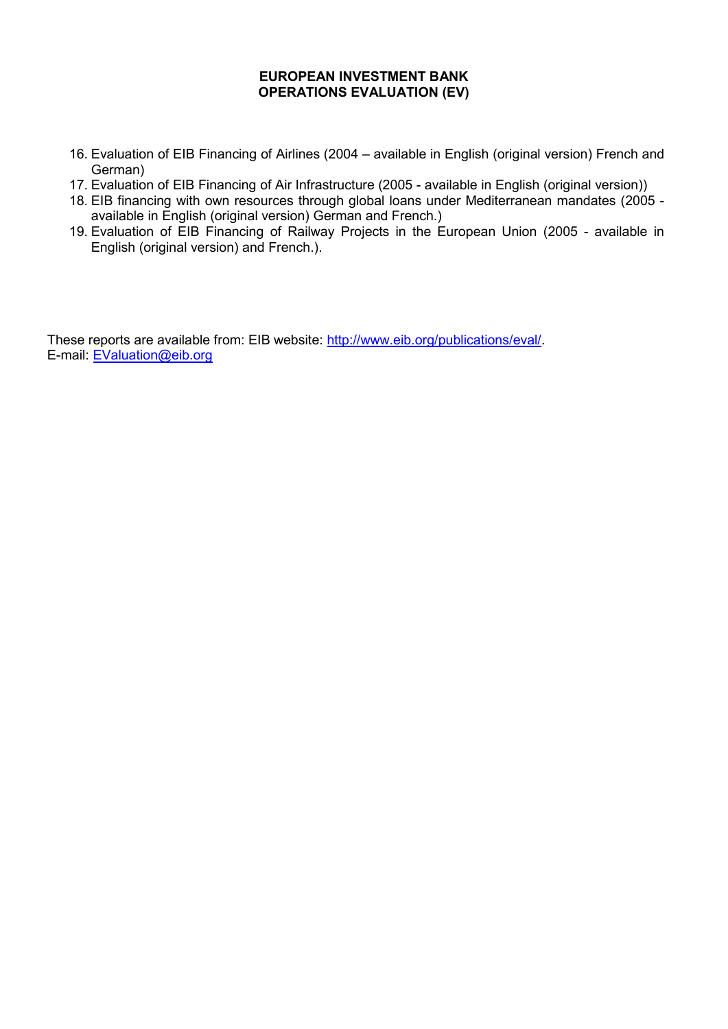**EUROPEAN INVESTMENT BANK**
**OPERATIONS EVALUATION (EV)**

16. Evaluation of EIB Financing of Airlines (2004 – available in English (original version) French and German)
17. Evaluation of EIB Financing of Air Infrastructure (2005 - available in English (original version))
18. EIB financing with own resources through global loans under Mediterranean mandates (2005 - available in English (original version) German and French.)
19. Evaluation of EIB Financing of Railway Projects in the European Union (2005 - available in English (original version) and French.).

These reports are available from: EIB website: http://www.eib.org/publications/eval/.
E-mail: EValuation@eib.org